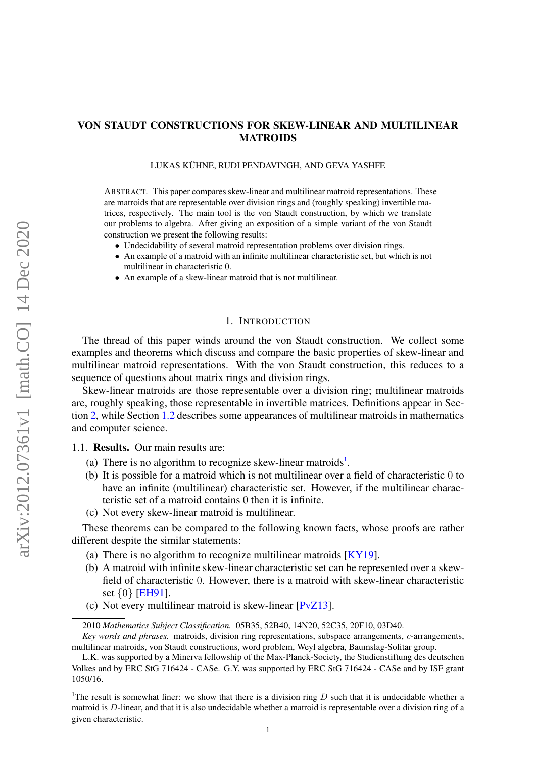# VON STAUDT CONSTRUCTIONS FOR SKEW-LINEAR AND MULTILINEAR MATROIDS

LUKAS KÜHNE, RUDI PENDAVINGH, AND GEVA YASHFE

ABSTRACT. This paper compares skew-linear and multilinear matroid representations. These are matroids that are representable over division rings and (roughly speaking) invertible matrices, respectively. The main tool is the von Staudt construction, by which we translate our problems to algebra. After giving an exposition of a simple variant of the von Staudt construction we present the following results:

- Undecidability of several matroid representation problems over division rings.
- An example of a matroid with an infinite multilinear characteristic set, but which is not multilinear in characteristic $0$.
- An example of a skew-linear matroid that is not multilinear.

## 1. INTRODUCTION

The thread of this paper winds around the von Staudt construction. We collect some examples and theorems which discuss and compare the basic properties of skew-linear and multilinear matroid representations. With the von Staudt construction, this reduces to a sequence of questions about matrix rings and division rings.

Skew-linear matroids are those representable over a division ring; multilinear matroids are, roughly speaking, those representable in invertible matrices. Definitions appear in Section 2, while Section 1.2 describes some appearances of multilinear matroids in mathematics and computer science.

### 1.1. Results.

Our main results are:

(a) There is no algorithm to recognize skew-linear matroids[1].
(b) It is possible for a matroid which is not multilinear over a field of characteristic $0$ to have an infinite (multilinear) characteristic set. However, if the multilinear characteristic set of a matroid contains $0$ then it is infinite.
(c) Not every skew-linear matroid is multilinear.

These theorems can be compared to the following known facts, whose proofs are rather different despite the similar statements:

(a) There is no algorithm to recognize multilinear matroids [KY19].
(b) A matroid with infinite skew-linear characteristic set can be represented over a skew-field of characteristic $0$. However, there is a matroid with skew-linear characteristic set $\{0\}$ [EH91].
(c) Not every multilinear matroid is skew-linear [PvZ13].

---

2010 *Mathematics Subject Classification.* 05B35, 52B40, 14N20, 52C35, 20F10, 03D40.

*Key words and phrases.* matroids, division ring representations, subspace arrangements, $c$-arrangements, multilinear matroids, von Staudt constructions, word problem, Weyl algebra, Baumslag-Solitar group.

L.K. was supported by a Minerva fellowship of the Max-Planck-Society, the Studienstiftung des deutschen Volkes and by ERC StG 716424 - CASe. G.Y. was supported by ERC StG 716424 - CASe and by ISF grant 1050/16.

[1]The result is somewhat finer: we show that there is a division ring $D$ such that it is undecidable whether a matroid is $D$-linear, and that it is also undecidable whether a matroid is representable over a division ring of a given characteristic.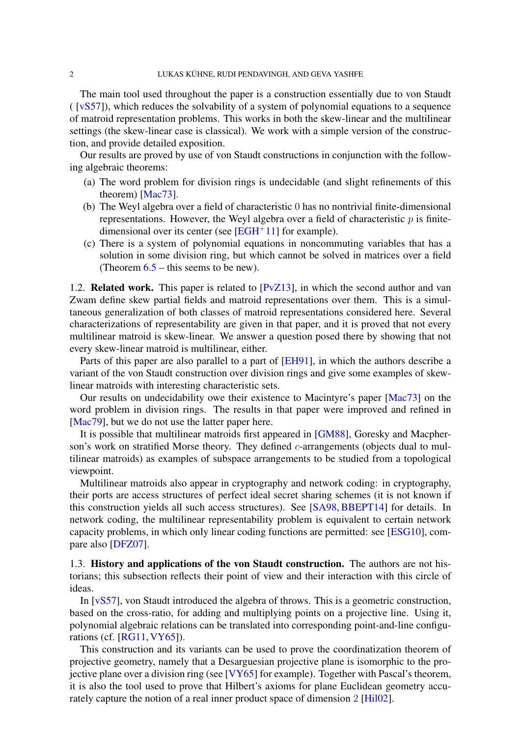The main tool used throughout the paper is a construction essentially due to von Staudt ( [vS57]), which reduces the solvability of a system of polynomial equations to a sequence of matroid representation problems. This works in both the skew-linear and the multilinear settings (the skew-linear case is classical). We work with a simple version of the construction, and provide detailed exposition.

Our results are proved by use of von Staudt constructions in conjunction with the following algebraic theorems:

(a) The word problem for division rings is undecidable (and slight refinements of this theorem) [Mac73].
(b) The Weyl algebra over a field of characteristic 0 has no nontrivial finite-dimensional representations. However, the Weyl algebra over a field of characteristic $p$ is finite-dimensional over its center (see [EGH[+]11] for example).
(c) There is a system of polynomial equations in noncommuting variables that has a solution in some division ring, but which cannot be solved in matrices over a field (Theorem 6.5 – this seems to be new).

### 1.2. Related work.

This paper is related to [PvZ13], in which the second author and van Zwam define skew partial fields and matroid representations over them. This is a simultaneous generalization of both classes of matroid representations considered here. Several characterizations of representability are given in that paper, and it is proved that not every multilinear matroid is skew-linear. We answer a question posed there by showing that not every skew-linear matroid is multilinear, either.

Parts of this paper are also parallel to a part of [EH91], in which the authors describe a variant of the von Staudt construction over division rings and give some examples of skew-linear matroids with interesting characteristic sets.

Our results on undecidability owe their existence to Macintyre's paper [Mac73] on the word problem in division rings. The results in that paper were improved and refined in [Mac79], but we do not use the latter paper here.

It is possible that multilinear matroids first appeared in [GM88], Goresky and Macpherson's work on stratified Morse theory. They defined $c$-arrangements (objects dual to multilinear matroids) as examples of subspace arrangements to be studied from a topological viewpoint.

Multilinear matroids also appear in cryptography and network coding: in cryptography, their ports are access structures of perfect ideal secret sharing schemes (it is not known if this construction yields all such access structures). See [SA98, BBEPT14] for details. In network coding, the multilinear representability problem is equivalent to certain network capacity problems, in which only linear coding functions are permitted: see [ESG10], compare also [DFZ07].

### 1.3. History and applications of the von Staudt construction.

The authors are not historians; this subsection reflects their point of view and their interaction with this circle of ideas.

In [vS57], von Staudt introduced the algebra of throws. This is a geometric construction, based on the cross-ratio, for adding and multiplying points on a projective line. Using it, polynomial algebraic relations can be translated into corresponding point-and-line configurations (cf. [RG11, VY65]).

This construction and its variants can be used to prove the coordinatization theorem of projective geometry, namely that a Desarguesian projective plane is isomorphic to the projective plane over a division ring (see [VY65] for example). Together with Pascal's theorem, it is also the tool used to prove that Hilbert's axioms for plane Euclidean geometry accurately capture the notion of a real inner product space of dimension 2 [Hil02].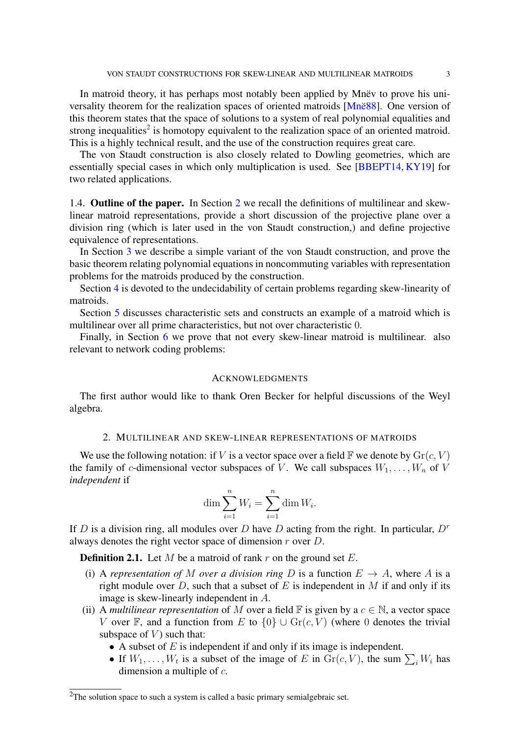In matroid theory, it has perhaps most notably been applied by Mnëv to prove his universality theorem for the realization spaces of oriented matroids [Mnë88]. One version of this theorem states that the space of solutions to a system of real polynomial equalities and strong inequalities[2] is homotopy equivalent to the realization space of an oriented matroid. This is a highly technical result, and the use of the construction requires great care.

The von Staudt construction is also closely related to Dowling geometries, which are essentially special cases in which only multiplication is used. See [BBEPT14, KY19] for two related applications.

1.4. **Outline of the paper.** In Section 2 we recall the definitions of multilinear and skew-linear matroid representations, provide a short discussion of the projective plane over a division ring (which is later used in the von Staudt construction,) and define projective equivalence of representations.

In Section 3 we describe a simple variant of the von Staudt construction, and prove the basic theorem relating polynomial equations in noncommuting variables with representation problems for the matroids produced by the construction.

Section 4 is devoted to the undecidability of certain problems regarding skew-linearity of matroids.

Section 5 discusses characteristic sets and constructs an example of a matroid which is multilinear over all prime characteristics, but not over characteristic $0$.

Finally, in Section 6 we prove that not every skew-linear matroid is multilinear. also relevant to network coding problems:

## Acknowledgments

The first author would like to thank Oren Becker for helpful discussions of the Weyl algebra.

## 2. Multilinear and skew-linear representations of matroids

We use the following notation: if $V$ is a vector space over a field $\mathbb{F}$ we denote by $\mathrm{Gr}(c, V)$ the family of $c$-dimensional vector subspaces of $V$. We call subspaces $W_1, \dots, W_n$ of $V$ *independent* if

$$\dim \sum_{i=1}^{n} W_i = \sum_{i=1}^{n} \dim W_i.$$

If $D$ is a division ring, all modules over $D$ have $D$ acting from the right. In particular, $D^r$ always denotes the right vector space of dimension $r$ over $D$.

**Definition 2.1.** Let $M$ be a matroid of rank $r$ on the ground set $E$.

(i) A *representation of $M$ over a division ring $D$* is a function $E \to A$, where $A$ is a right module over $D$, such that a subset of $E$ is independent in $M$ if and only if its image is skew-linearly independent in $A$.

(ii) A *multilinear representation* of $M$ over a field $\mathbb{F}$ is given by a $c \in \mathbb{N}$, a vector space $V$ over $\mathbb{F}$, and a function from $E$ to $\{0\} \cup \mathrm{Gr}(c, V)$ (where $0$ denotes the trivial subspace of $V$) such that:
- A subset of $E$ is independent if and only if its image is independent.
- If $W_1, \dots, W_t$ is a subset of the image of $E$ in $\mathrm{Gr}(c, V)$, the sum $\sum_i W_i$ has dimension a multiple of $c$.

[2] The solution space to such a system is called a basic primary semialgebraic set.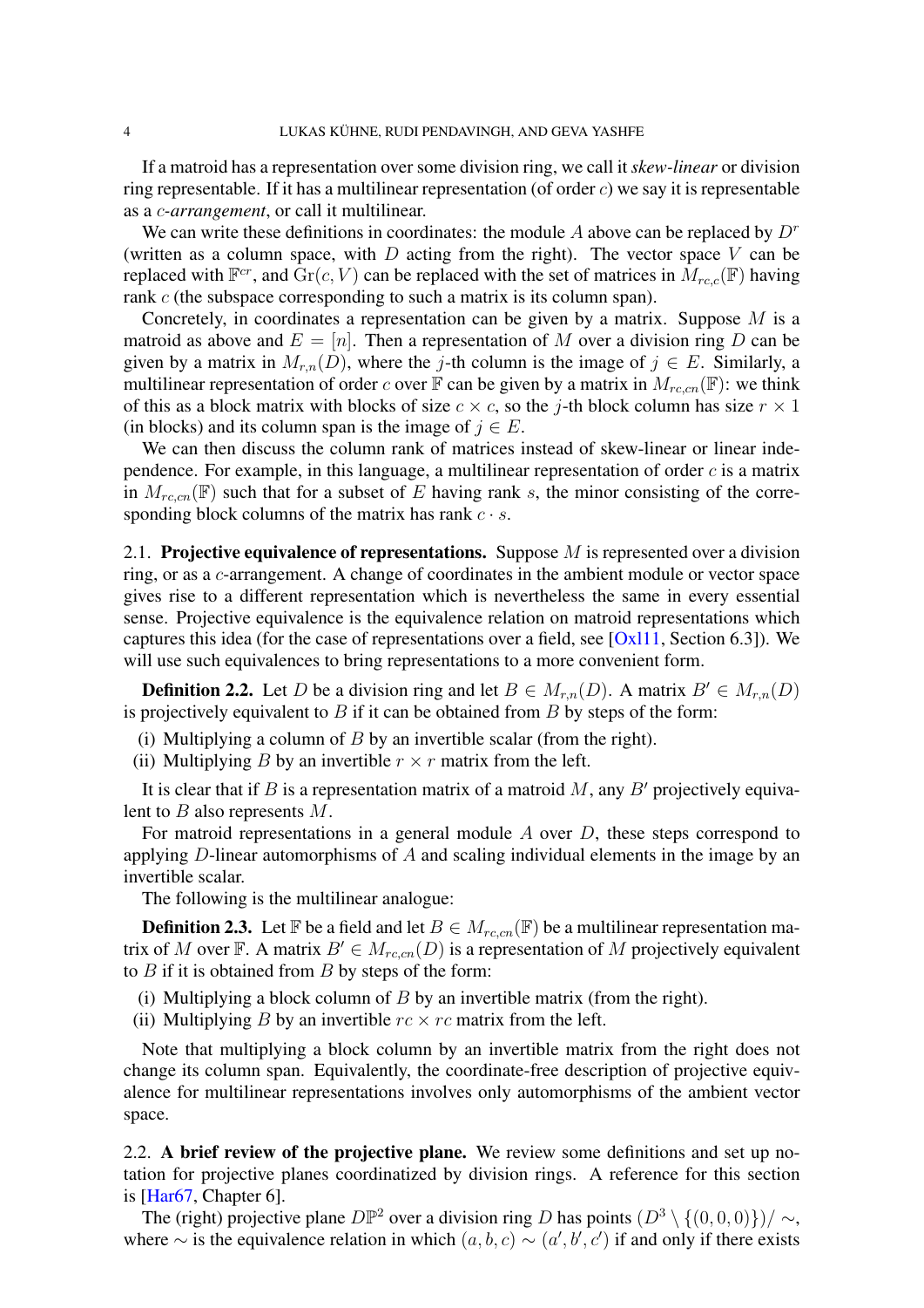If a matroid has a representation over some division ring, we call it *skew-linear* or division ring representable. If it has a multilinear representation (of order $c$) we say it is representable as a *$c$-arrangement*, or call it multilinear.

We can write these definitions in coordinates: the module $A$ above can be replaced by $D^r$ (written as a column space, with $D$ acting from the right). The vector space $V$ can be replaced with $\mathbb{F}^{cr}$, and $\mathrm{Gr}(c, V)$ can be replaced with the set of matrices in $M_{rc,c}(\mathbb{F})$ having rank $c$ (the subspace corresponding to such a matrix is its column span).

Concretely, in coordinates a representation can be given by a matrix. Suppose $M$ is a matroid as above and $E = [n]$. Then a representation of $M$ over a division ring $D$ can be given by a matrix in $M_{r,n}(D)$, where the $j$-th column is the image of $j \in E$. Similarly, a multilinear representation of order $c$ over $\mathbb{F}$ can be given by a matrix in $M_{rc,cn}(\mathbb{F})$: we think of this as a block matrix with blocks of size $c \times c$, so the $j$-th block column has size $r \times 1$ (in blocks) and its column span is the image of $j \in E$.

We can then discuss the column rank of matrices instead of skew-linear or linear independence. For example, in this language, a multilinear representation of order $c$ is a matrix in $M_{rc,cn}(\mathbb{F})$ such that for a subset of $E$ having rank $s$, the minor consisting of the corresponding block columns of the matrix has rank $c \cdot s$.

2.1. **Projective equivalence of representations.** Suppose $M$ is represented over a division ring, or as a $c$-arrangement. A change of coordinates in the ambient module or vector space gives rise to a different representation which is nevertheless the same in every essential sense. Projective equivalence is the equivalence relation on matroid representations which captures this idea (for the case of representations over a field, see [Oxl11, Section 6.3]). We will use such equivalences to bring representations to a more convenient form.

**Definition 2.2.** Let $D$ be a division ring and let $B \in M_{r,n}(D)$. A matrix $B' \in M_{r,n}(D)$ is projectively equivalent to $B$ if it can be obtained from $B$ by steps of the form:

(i) Multiplying a column of $B$ by an invertible scalar (from the right).
(ii) Multiplying $B$ by an invertible $r \times r$ matrix from the left.

It is clear that if $B$ is a representation matrix of a matroid $M$, any $B'$ projectively equivalent to $B$ also represents $M$.

For matroid representations in a general module $A$ over $D$, these steps correspond to applying $D$-linear automorphisms of $A$ and scaling individual elements in the image by an invertible scalar.

The following is the multilinear analogue:

**Definition 2.3.** Let $\mathbb{F}$ be a field and let $B \in M_{rc,cn}(\mathbb{F})$ be a multilinear representation matrix of $M$ over $\mathbb{F}$. A matrix $B' \in M_{rc,cn}(D)$ is a representation of $M$ projectively equivalent to $B$ if it is obtained from $B$ by steps of the form:

(i) Multiplying a block column of $B$ by an invertible matrix (from the right).
(ii) Multiplying $B$ by an invertible $rc \times rc$ matrix from the left.

Note that multiplying a block column by an invertible matrix from the right does not change its column span. Equivalently, the coordinate-free description of projective equivalence for multilinear representations involves only automorphisms of the ambient vector space.

2.2. **A brief review of the projective plane.** We review some definitions and set up notation for projective planes coordinatized by division rings. A reference for this section is [Har67, Chapter 6].

The (right) projective plane $D\mathbb{P}^2$ over a division ring $D$ has points $(D^3 \setminus \{(0,0,0)\})/\sim$, where $\sim$ is the equivalence relation in which $(a, b, c) \sim (a', b', c')$ if and only if there exists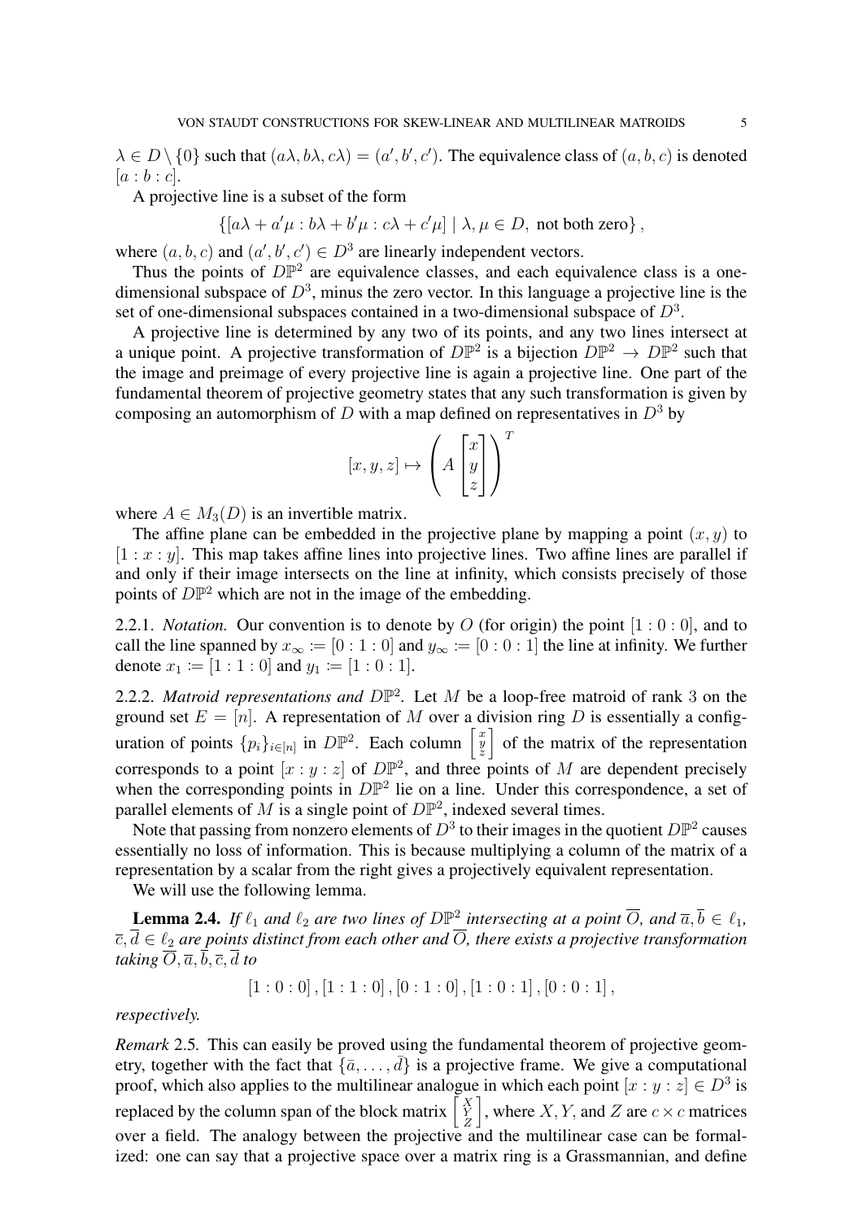$\lambda \in D \setminus \{0\}$ such that $(a\lambda, b\lambda, c\lambda) = (a', b', c')$. The equivalence class of $(a, b, c)$ is denoted $[a : b : c]$.

A projective line is a subset of the form

$$\{[a\lambda + a'\mu : b\lambda + b'\mu : c\lambda + c'\mu] \mid \lambda, \mu \in D, \text{ not both zero}\},$$

where $(a, b, c)$ and $(a', b', c') \in D^3$ are linearly independent vectors.

Thus the points of $D\mathbb{P}^2$ are equivalence classes, and each equivalence class is a one-dimensional subspace of $D^3$, minus the zero vector. In this language a projective line is the set of one-dimensional subspaces contained in a two-dimensional subspace of $D^3$.

A projective line is determined by any two of its points, and any two lines intersect at a unique point. A projective transformation of $D\mathbb{P}^2$ is a bijection $D\mathbb{P}^2 \to D\mathbb{P}^2$ such that the image and preimage of every projective line is again a projective line. One part of the fundamental theorem of projective geometry states that any such transformation is given by composing an automorphism of $D$ with a map defined on representatives in $D^3$ by

$$[x, y, z] \mapsto \left( A \begin{bmatrix} x \\ y \\ z \end{bmatrix} \right)^T$$

where $A \in M_3(D)$ is an invertible matrix.

The affine plane can be embedded in the projective plane by mapping a point $(x, y)$ to $[1 : x : y]$. This map takes affine lines into projective lines. Two affine lines are parallel if and only if their image intersects on the line at infinity, which consists precisely of those points of $D\mathbb{P}^2$ which are not in the image of the embedding.

2.2.1. *Notation.* Our convention is to denote by $O$ (for origin) the point $[1 : 0 : 0]$, and to call the line spanned by $x_\infty := [0 : 1 : 0]$ and $y_\infty := [0 : 0 : 1]$ the line at infinity. We further denote $x_1 := [1 : 1 : 0]$ and $y_1 := [1 : 0 : 1]$.

2.2.2. *Matroid representations and* $D\mathbb{P}^2$. Let $M$ be a loop-free matroid of rank 3 on the ground set $E = [n]$. A representation of $M$ over a division ring $D$ is essentially a configuration of points $\{p_i\}_{i \in [n]}$ in $D\mathbb{P}^2$. Each column $\left[\begin{smallmatrix} x \\ y \\ z \end{smallmatrix}\right]$ of the matrix of the representation corresponds to a point $[x : y : z]$ of $D\mathbb{P}^2$, and three points of $M$ are dependent precisely when the corresponding points in $D\mathbb{P}^2$ lie on a line. Under this correspondence, a set of parallel elements of $M$ is a single point of $D\mathbb{P}^2$, indexed several times.

Note that passing from nonzero elements of $D^3$ to their images in the quotient $D\mathbb{P}^2$ causes essentially no loss of information. This is because multiplying a column of the matrix of a representation by a scalar from the right gives a projectively equivalent representation.

We will use the following lemma.

**Lemma 2.4.** *If $\ell_1$ and $\ell_2$ are two lines of $D\mathbb{P}^2$ intersecting at a point $\overline{O}$, and $\overline{a}, \overline{b} \in \ell_1$, $\overline{c}, \overline{d} \in \ell_2$ are points distinct from each other and $\overline{O}$, there exists a projective transformation taking $\overline{O}, \overline{a}, \overline{b}, \overline{c}, \overline{d}$ to*

$$[1 : 0 : 0], [1 : 1 : 0], [0 : 1 : 0], [1 : 0 : 1], [0 : 0 : 1],$$

*respectively.*

*Remark* 2.5. This can easily be proved using the fundamental theorem of projective geometry, together with the fact that $\{\bar{a}, \dots, \bar{d}\}$ is a projective frame. We give a computational proof, which also applies to the multilinear analogue in which each point $[x : y : z] \in D^3$ is replaced by the column span of the block matrix $\left[\begin{smallmatrix} X \\ Y \\ Z \end{smallmatrix}\right]$, where $X, Y$, and $Z$ are $c \times c$ matrices over a field. The analogy between the projective and the multilinear case can be formalized: one can say that a projective space over a matrix ring is a Grassmannian, and define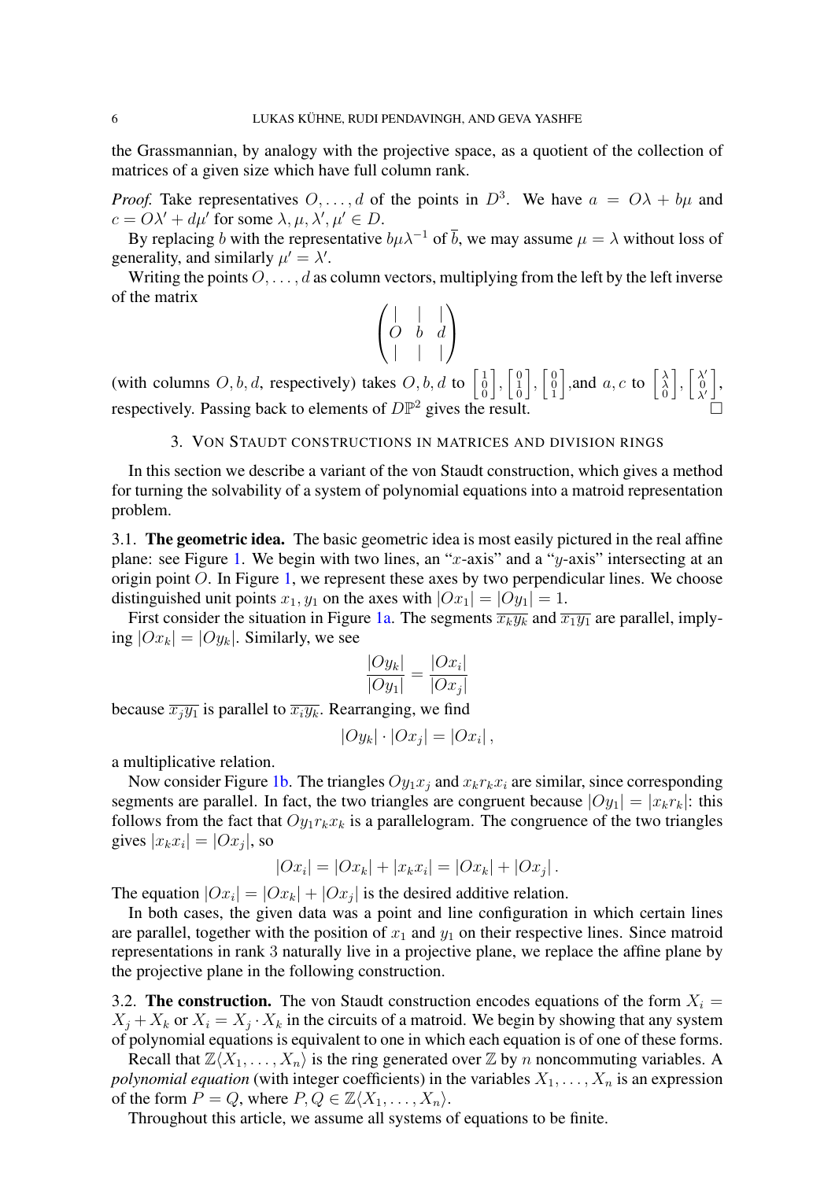the Grassmannian, by analogy with the projective space, as a quotient of the collection of matrices of a given size which have full column rank.

*Proof.* Take representatives $O, \ldots, d$ of the points in $D^3$. We have $a = O\lambda + b\mu$ and $c = O\lambda' + d\mu'$ for some $\lambda, \mu, \lambda', \mu' \in D$.

By replacing $b$ with the representative $b\mu\lambda^{-1}$ of $\overline{b}$, we may assume $\mu = \lambda$ without loss of generality, and similarly $\mu' = \lambda'$.

Writing the points $O, \ldots, d$ as column vectors, multiplying from the left by the left inverse of the matrix

$$\begin{pmatrix} | & | & | \\ O & b & d \\ | & | & | \end{pmatrix}$$

(with columns $O, b, d$, respectively) takes $O, b, d$ to $\left[\begin{smallmatrix}1\\0\\0\end{smallmatrix}\right], \left[\begin{smallmatrix}0\\1\\0\end{smallmatrix}\right], \left[\begin{smallmatrix}0\\0\\1\end{smallmatrix}\right]$,and $a, c$ to $\left[\begin{smallmatrix}\lambda\\\lambda\\0\end{smallmatrix}\right], \left[\begin{smallmatrix}\lambda'\\0\\\lambda'\end{smallmatrix}\right]$, respectively. Passing back to elements of $D\mathbb{P}^2$ gives the result. □

## 3. Von Staudt constructions in matrices and division rings

In this section we describe a variant of the von Staudt construction, which gives a method for turning the solvability of a system of polynomial equations into a matroid representation problem.

**3.1. The geometric idea.** The basic geometric idea is most easily pictured in the real affine plane: see Figure 1. We begin with two lines, an "$x$-axis" and a "$y$-axis" intersecting at an origin point $O$. In Figure 1, we represent these axes by two perpendicular lines. We choose distinguished unit points $x_1, y_1$ on the axes with $|Ox_1| = |Oy_1| = 1$.

First consider the situation in Figure 1a. The segments $\overline{x_k y_k}$ and $\overline{x_1 y_1}$ are parallel, implying $|Ox_k| = |Oy_k|$. Similarly, we see

$$\frac{|Oy_k|}{|Oy_1|} = \frac{|Ox_i|}{|Ox_j|}$$

because $\overline{x_j y_1}$ is parallel to $\overline{x_i y_k}$. Rearranging, we find

$$|Oy_k| \cdot |Ox_j| = |Ox_i| \, ,$$

a multiplicative relation.

Now consider Figure 1b. The triangles $Oy_1x_j$ and $x_k r_k x_i$ are similar, since corresponding segments are parallel. In fact, the two triangles are congruent because $|Oy_1| = |x_k r_k|$: this follows from the fact that $Oy_1 r_k x_k$ is a parallelogram. The congruence of the two triangles gives $|x_k x_i| = |Ox_j|$, so

$$|Ox_i| = |Ox_k| + |x_k x_i| = |Ox_k| + |Ox_j| \, .$$

The equation $|Ox_i| = |Ox_k| + |Ox_j|$ is the desired additive relation.

In both cases, the given data was a point and line configuration in which certain lines are parallel, together with the position of $x_1$ and $y_1$ on their respective lines. Since matroid representations in rank 3 naturally live in a projective plane, we replace the affine plane by the projective plane in the following construction.

**3.2. The construction.** The von Staudt construction encodes equations of the form $X_i = X_j + X_k$ or $X_i = X_j \cdot X_k$ in the circuits of a matroid. We begin by showing that any system of polynomial equations is equivalent to one in which each equation is of one of these forms.

Recall that $\mathbb{Z}\langle X_1, \ldots, X_n \rangle$ is the ring generated over $\mathbb{Z}$ by $n$ noncommuting variables. A *polynomial equation* (with integer coefficients) in the variables $X_1, \ldots, X_n$ is an expression of the form $P = Q$, where $P, Q \in \mathbb{Z}\langle X_1, \ldots, X_n \rangle$.

Throughout this article, we assume all systems of equations to be finite.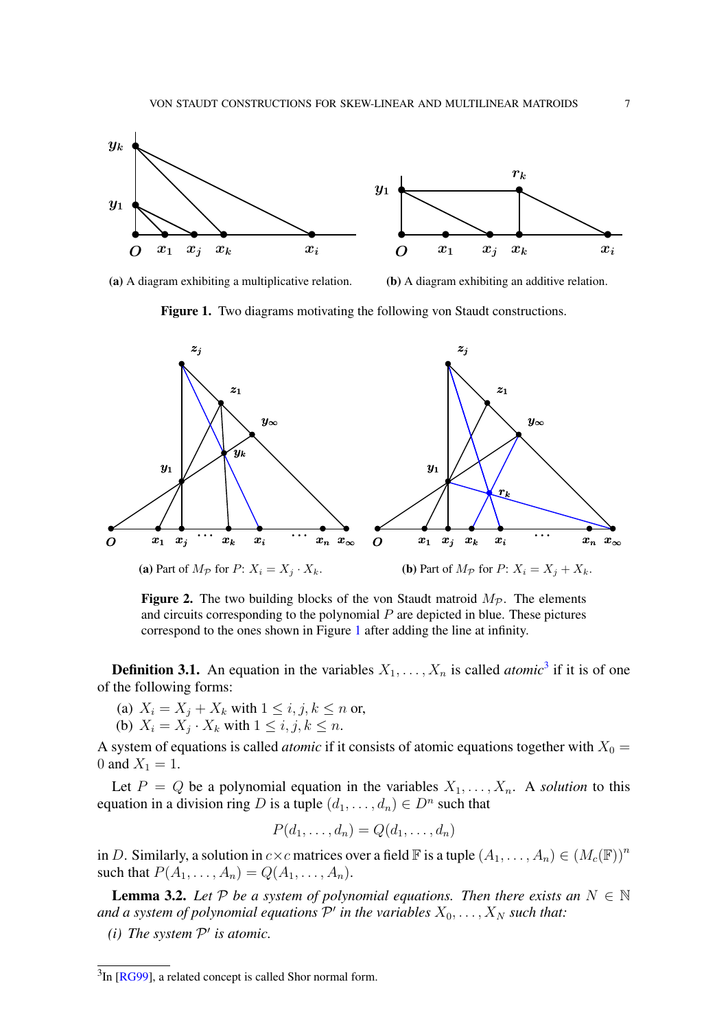(a) A diagram exhibiting a multiplicative relation.

(b) A diagram exhibiting an additive relation.

**Figure 1.** Two diagrams motivating the following von Staudt constructions.

(a) Part of $M_{\mathcal{P}}$ for $P$: $X_i = X_j \cdot X_k$.

(b) Part of $M_{\mathcal{P}}$ for $P$: $X_i = X_j + X_k$.

**Figure 2.** The two building blocks of the von Staudt matroid $M_{\mathcal{P}}$. The elements and circuits corresponding to the polynomial $P$ are depicted in blue. These pictures correspond to the ones shown in Figure 1 after adding the line at infinity.

**Definition 3.1.** An equation in the variables $X_1, \dots, X_n$ is called *atomic*[3] if it is of one of the following forms:

(a) $X_i = X_j + X_k$ with $1 \leq i, j, k \leq n$ or,
(b) $X_i = X_j \cdot X_k$ with $1 \leq i, j, k \leq n$.

A system of equations is called *atomic* if it consists of atomic equations together with $X_0 = 0$ and $X_1 = 1$.

Let $P = Q$ be a polynomial equation in the variables $X_1, \dots, X_n$. A *solution* to this equation in a division ring $D$ is a tuple $(d_1, \dots, d_n) \in D^n$ such that

$$P(d_1, \dots, d_n) = Q(d_1, \dots, d_n)$$

in $D$. Similarly, a solution in $c \times c$ matrices over a field $\mathbb{F}$ is a tuple $(A_1, \dots, A_n) \in (M_c(\mathbb{F}))^n$ such that $P(A_1, \dots, A_n) = Q(A_1, \dots, A_n)$.

**Lemma 3.2.** *Let $\mathcal{P}$ be a system of polynomial equations. Then there exists an $N \in \mathbb{N}$ and a system of polynomial equations $\mathcal{P}'$ in the variables $X_0, \dots, X_N$ such that:*

*(i) The system $\mathcal{P}'$ is atomic.*

[3] In [RG99], a related concept is called Shor normal form.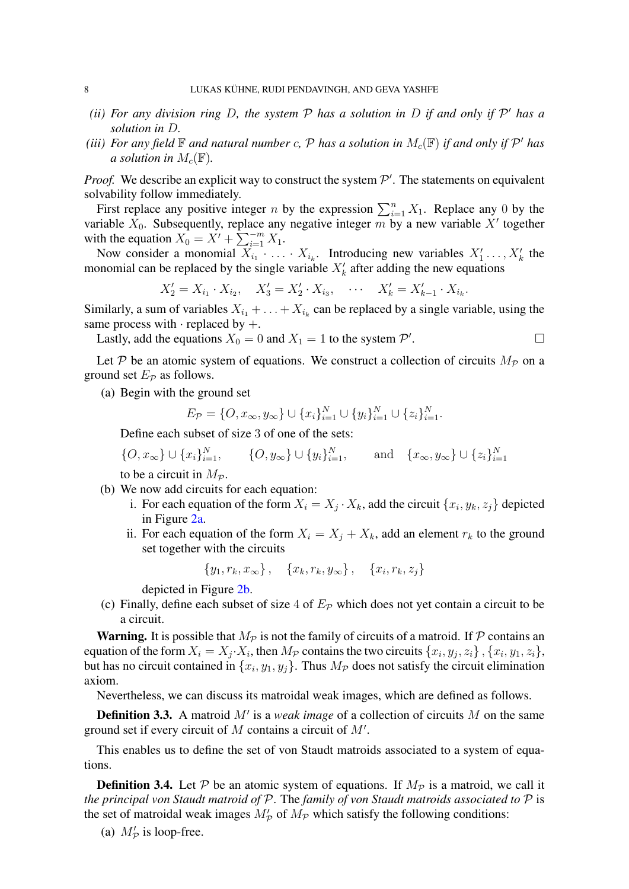*(ii) For any division ring $D$, the system $\mathcal{P}$ has a solution in $D$ if and only if $\mathcal{P}'$ has a solution in $D$.*

*(iii) For any field $\mathbb{F}$ and natural number $c$, $\mathcal{P}$ has a solution in $M_c(\mathbb{F})$ if and only if $\mathcal{P}'$ has a solution in $M_c(\mathbb{F})$.*

*Proof.* We describe an explicit way to construct the system $\mathcal{P}'$. The statements on equivalent solvability follow immediately.

First replace any positive integer $n$ by the expression $\sum_{i=1}^{n} X_1$. Replace any $0$ by the variable $X_0$. Subsequently, replace any negative integer $m$ by a new variable $X'$ together with the equation $X_0 = X' + \sum_{i=1}^{-m} X_1$.

Now consider a monomial $X_{i_1} \cdot \ldots \cdot X_{i_k}$. Introducing new variables $X'_1 \ldots, X'_k$ the monomial can be replaced by the single variable $X'_k$ after adding the new equations

$$X'_2 = X_{i_1} \cdot X_{i_2}, \quad X'_3 = X'_2 \cdot X_{i_3}, \quad \cdots \quad X'_k = X'_{k-1} \cdot X_{i_k}.$$

Similarly, a sum of variables $X_{i_1} + \ldots + X_{i_k}$ can be replaced by a single variable, using the same process with $\cdot$ replaced by $+$.

Lastly, add the equations $X_0 = 0$ and $X_1 = 1$ to the system $\mathcal{P}'$. $\square$

Let $\mathcal{P}$ be an atomic system of equations. We construct a collection of circuits $M_{\mathcal{P}}$ on a ground set $E_{\mathcal{P}}$ as follows.

(a) Begin with the ground set

$$E_{\mathcal{P}} = \{O, x_\infty, y_\infty\} \cup \{x_i\}_{i=1}^{N} \cup \{y_i\}_{i=1}^{N} \cup \{z_i\}_{i=1}^{N}.$$

Define each subset of size 3 of one of the sets:

$$\{O, x_\infty\} \cup \{x_i\}_{i=1}^{N}, \qquad \{O, y_\infty\} \cup \{y_i\}_{i=1}^{N}, \qquad \text{and} \quad \{x_\infty, y_\infty\} \cup \{z_i\}_{i=1}^{N}$$

to be a circuit in $M_{\mathcal{P}}$.

(b) We now add circuits for each equation:

  i. For each equation of the form $X_i = X_j \cdot X_k$, add the circuit $\{x_i, y_k, z_j\}$ depicted in Figure 2a.

  ii. For each equation of the form $X_i = X_j + X_k$, add an element $r_k$ to the ground set together with the circuits

$$\{y_1, r_k, x_\infty\}, \quad \{x_k, r_k, y_\infty\}, \quad \{x_i, r_k, z_j\}$$

  depicted in Figure 2b.

(c) Finally, define each subset of size 4 of $E_{\mathcal{P}}$ which does not yet contain a circuit to be a circuit.

**Warning.** It is possible that $M_{\mathcal{P}}$ is not the family of circuits of a matroid. If $\mathcal{P}$ contains an equation of the form $X_i = X_j \cdot X_i$, then $M_{\mathcal{P}}$ contains the two circuits $\{x_i, y_j, z_i\}, \{x_i, y_1, z_i\}$, but has no circuit contained in $\{x_i, y_1, y_j\}$. Thus $M_{\mathcal{P}}$ does not satisfy the circuit elimination axiom.

Nevertheless, we can discuss its matroidal weak images, which are defined as follows.

**Definition 3.3.** A matroid $M'$ is a *weak image* of a collection of circuits $M$ on the same ground set if every circuit of $M$ contains a circuit of $M'$.

This enables us to define the set of von Staudt matroids associated to a system of equations.

**Definition 3.4.** Let $\mathcal{P}$ be an atomic system of equations. If $M_{\mathcal{P}}$ is a matroid, we call it *the principal von Staudt matroid of* $\mathcal{P}$. The *family of von Staudt matroids associated to* $\mathcal{P}$ is the set of matroidal weak images $M'_{\mathcal{P}}$ of $M_{\mathcal{P}}$ which satisfy the following conditions:

(a) $M'_{\mathcal{P}}$ is loop-free.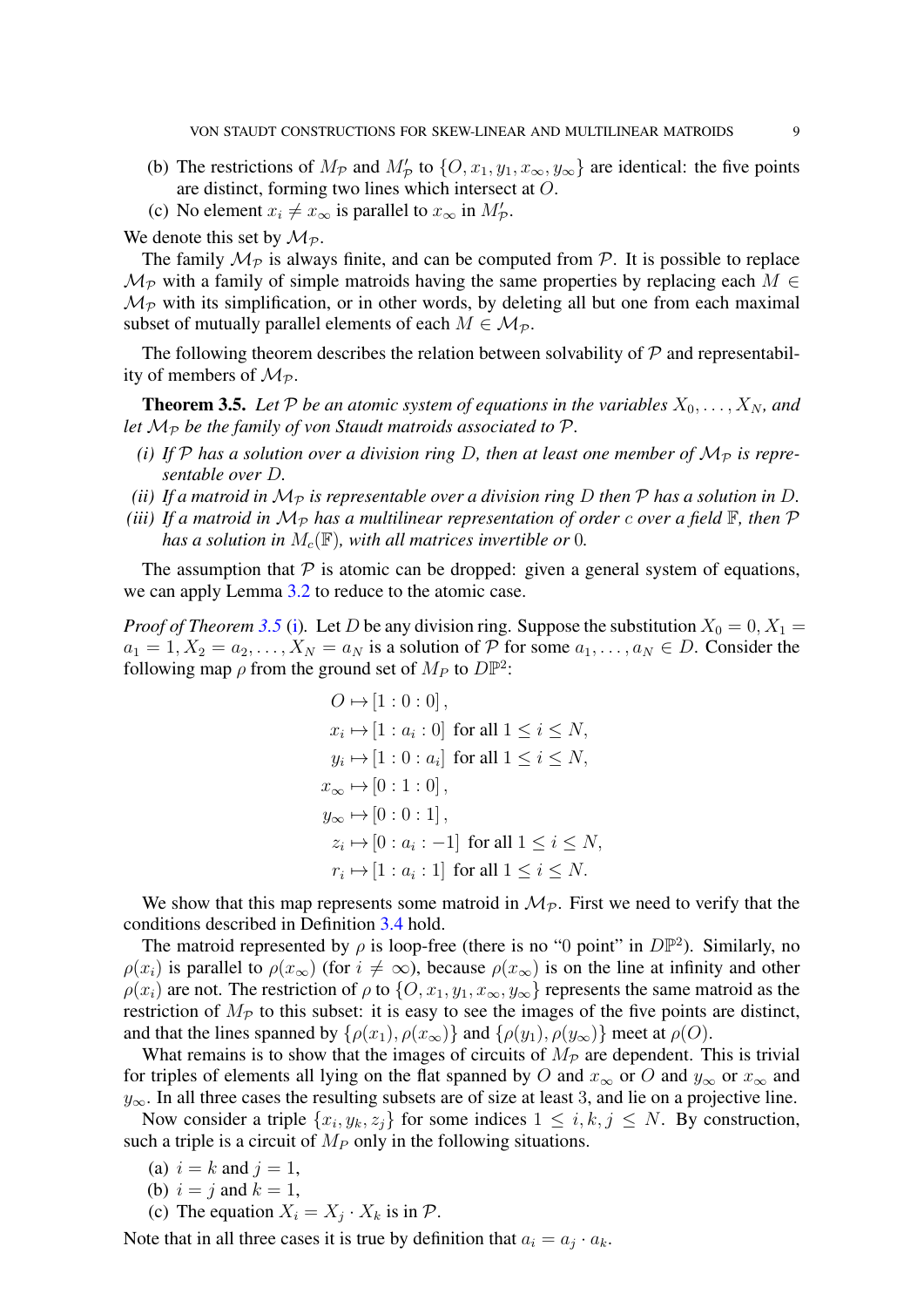(b) The restrictions of $M_{\mathcal{P}}$ and $M'_{\mathcal{P}}$ to $\{O, x_1, y_1, x_\infty, y_\infty\}$ are identical: the five points are distinct, forming two lines which intersect at $O$.

(c) No element $x_i \neq x_\infty$ is parallel to $x_\infty$ in $M'_{\mathcal{P}}$.

We denote this set by $\mathcal{M}_{\mathcal{P}}$.

The family $\mathcal{M}_{\mathcal{P}}$ is always finite, and can be computed from $\mathcal{P}$. It is possible to replace $\mathcal{M}_{\mathcal{P}}$ with a family of simple matroids having the same properties by replacing each $M \in \mathcal{M}_{\mathcal{P}}$ with its simplification, or in other words, by deleting all but one from each maximal subset of mutually parallel elements of each $M \in \mathcal{M}_{\mathcal{P}}$.

The following theorem describes the relation between solvability of $\mathcal{P}$ and representability of members of $\mathcal{M}_{\mathcal{P}}$.

**Theorem 3.5.** *Let $\mathcal{P}$ be an atomic system of equations in the variables $X_0, \ldots, X_N$, and let $\mathcal{M}_{\mathcal{P}}$ be the family of von Staudt matroids associated to $\mathcal{P}$.*

*(i) If $\mathcal{P}$ has a solution over a division ring $D$, then at least one member of $\mathcal{M}_{\mathcal{P}}$ is representable over $D$.*

*(ii) If a matroid in $\mathcal{M}_{\mathcal{P}}$ is representable over a division ring $D$ then $\mathcal{P}$ has a solution in $D$.*

*(iii) If a matroid in $\mathcal{M}_{\mathcal{P}}$ has a multilinear representation of order $c$ over a field $\mathbb{F}$, then $\mathcal{P}$ has a solution in $M_c(\mathbb{F})$, with all matrices invertible or 0.*

The assumption that $\mathcal{P}$ is atomic can be dropped: given a general system of equations, we can apply Lemma 3.2 to reduce to the atomic case.

*Proof of Theorem 3.5* (i). Let $D$ be any division ring. Suppose the substitution $X_0 = 0, X_1 = a_1 = 1, X_2 = a_2, \ldots, X_N = a_N$ is a solution of $\mathcal{P}$ for some $a_1, \ldots, a_N \in D$. Consider the following map $\rho$ from the ground set of $M_P$ to $D\mathbb{P}^2$:

$$
\begin{aligned}
O &\mapsto [1:0:0]\,, \\
x_i &\mapsto [1:a_i:0] \text{ for all } 1 \le i \le N, \\
y_i &\mapsto [1:0:a_i] \text{ for all } 1 \le i \le N, \\
x_\infty &\mapsto [0:1:0]\,, \\
y_\infty &\mapsto [0:0:1]\,, \\
z_i &\mapsto [0:a_i:-1] \text{ for all } 1 \le i \le N, \\
r_i &\mapsto [1:a_i:1] \text{ for all } 1 \le i \le N.
\end{aligned}
$$

We show that this map represents some matroid in $\mathcal{M}_{\mathcal{P}}$. First we need to verify that the conditions described in Definition 3.4 hold.

The matroid represented by $\rho$ is loop-free (there is no "0 point" in $D\mathbb{P}^2$). Similarly, no $\rho(x_i)$ is parallel to $\rho(x_\infty)$ (for $i \neq \infty$), because $\rho(x_\infty)$ is on the line at infinity and other $\rho(x_i)$ are not. The restriction of $\rho$ to $\{O, x_1, y_1, x_\infty, y_\infty\}$ represents the same matroid as the restriction of $M_{\mathcal{P}}$ to this subset: it is easy to see the images of the five points are distinct, and that the lines spanned by $\{\rho(x_1), \rho(x_\infty)\}$ and $\{\rho(y_1), \rho(y_\infty)\}$ meet at $\rho(O)$.

What remains is to show that the images of circuits of $M_{\mathcal{P}}$ are dependent. This is trivial for triples of elements all lying on the flat spanned by $O$ and $x_\infty$ or $O$ and $y_\infty$ or $x_\infty$ and $y_\infty$. In all three cases the resulting subsets are of size at least 3, and lie on a projective line.

Now consider a triple $\{x_i, y_k, z_j\}$ for some indices $1 \le i, k, j \le N$. By construction, such a triple is a circuit of $M_P$ only in the following situations.

(a) $i = k$ and $j = 1$,

(b) $i = j$ and $k = 1$,

(c) The equation $X_i = X_j \cdot X_k$ is in $\mathcal{P}$.

Note that in all three cases it is true by definition that $a_i = a_j \cdot a_k$.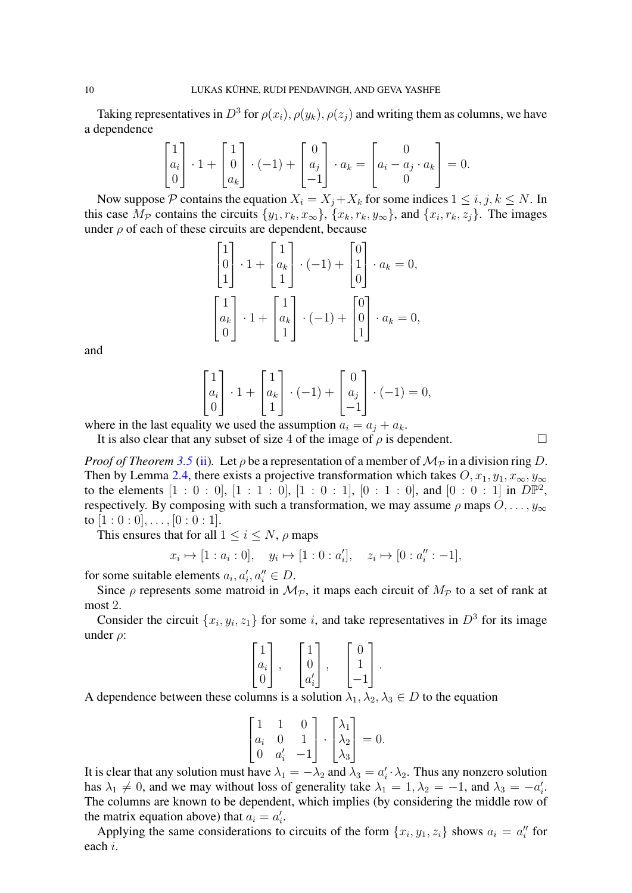Taking representatives in $D^3$ for $\rho(x_i), \rho(y_k), \rho(z_j)$ and writing them as columns, we have a dependence

$$\begin{bmatrix} 1 \\ a_i \\ 0 \end{bmatrix} \cdot 1 + \begin{bmatrix} 1 \\ 0 \\ a_k \end{bmatrix} \cdot (-1) + \begin{bmatrix} 0 \\ a_j \\ -1 \end{bmatrix} \cdot a_k = \begin{bmatrix} 0 \\ a_i - a_j \cdot a_k \\ 0 \end{bmatrix} = 0.$$

Now suppose $\mathcal{P}$ contains the equation $X_i = X_j + X_k$ for some indices $1 \leq i, j, k \leq N$. In this case $M_{\mathcal{P}}$ contains the circuits $\{y_1, r_k, x_\infty\}$, $\{x_k, r_k, y_\infty\}$, and $\{x_i, r_k, z_j\}$. The images under $\rho$ of each of these circuits are dependent, because

$$\begin{bmatrix} 1 \\ 0 \\ 1 \end{bmatrix} \cdot 1 + \begin{bmatrix} 1 \\ a_k \\ 1 \end{bmatrix} \cdot (-1) + \begin{bmatrix} 0 \\ 1 \\ 0 \end{bmatrix} \cdot a_k = 0,$$

$$\begin{bmatrix} 1 \\ a_k \\ 0 \end{bmatrix} \cdot 1 + \begin{bmatrix} 1 \\ a_k \\ 1 \end{bmatrix} \cdot (-1) + \begin{bmatrix} 0 \\ 0 \\ 1 \end{bmatrix} \cdot a_k = 0,$$

and

$$\begin{bmatrix} 1 \\ a_i \\ 0 \end{bmatrix} \cdot 1 + \begin{bmatrix} 1 \\ a_k \\ 1 \end{bmatrix} \cdot (-1) + \begin{bmatrix} 0 \\ a_j \\ -1 \end{bmatrix} \cdot (-1) = 0,$$

where in the last equality we used the assumption $a_i = a_j + a_k$.

It is also clear that any subset of size 4 of the image of $\rho$ is dependent. $\square$

*Proof of Theorem 3.5 (ii).* Let $\rho$ be a representation of a member of $\mathcal{M}_{\mathcal{P}}$ in a division ring $D$. Then by Lemma 2.4, there exists a projective transformation which takes $O, x_1, y_1, x_\infty, y_\infty$ to the elements $[1:0:0]$, $[1:1:0]$, $[1:0:1]$, $[0:1:0]$, and $[0:0:1]$ in $D\mathbb{P}^2$, respectively. By composing with such a transformation, we may assume $\rho$ maps $O, \ldots, y_\infty$ to $[1:0:0], \ldots, [0:0:1]$.

This ensures that for all $1 \leq i \leq N$, $\rho$ maps

$$x_i \mapsto [1 : a_i : 0], \quad y_i \mapsto [1 : 0 : a_i'], \quad z_i \mapsto [0 : a_i'' : -1],$$

for some suitable elements $a_i, a_i', a_i'' \in D$.

Since $\rho$ represents some matroid in $\mathcal{M}_{\mathcal{P}}$, it maps each circuit of $M_{\mathcal{P}}$ to a set of rank at most 2.

Consider the circuit $\{x_i, y_i, z_1\}$ for some $i$, and take representatives in $D^3$ for its image under $\rho$:

$$\begin{bmatrix} 1 \\ a_i \\ 0 \end{bmatrix}, \quad \begin{bmatrix} 1 \\ 0 \\ a_i' \end{bmatrix}, \quad \begin{bmatrix} 0 \\ 1 \\ -1 \end{bmatrix}.$$

A dependence between these columns is a solution $\lambda_1, \lambda_2, \lambda_3 \in D$ to the equation

$$\begin{bmatrix} 1 & 1 & 0 \\ a_i & 0 & 1 \\ 0 & a_i' & -1 \end{bmatrix} \cdot \begin{bmatrix} \lambda_1 \\ \lambda_2 \\ \lambda_3 \end{bmatrix} = 0.$$

It is clear that any solution must have $\lambda_1 = -\lambda_2$ and $\lambda_3 = a_i' \cdot \lambda_2$. Thus any nonzero solution has $\lambda_1 \neq 0$, and we may without loss of generality take $\lambda_1 = 1, \lambda_2 = -1$, and $\lambda_3 = -a_i'$. The columns are known to be dependent, which implies (by considering the middle row of the matrix equation above) that $a_i = a_i'$.

Applying the same considerations to circuits of the form $\{x_i, y_1, z_i\}$ shows $a_i = a_i''$ for each $i$.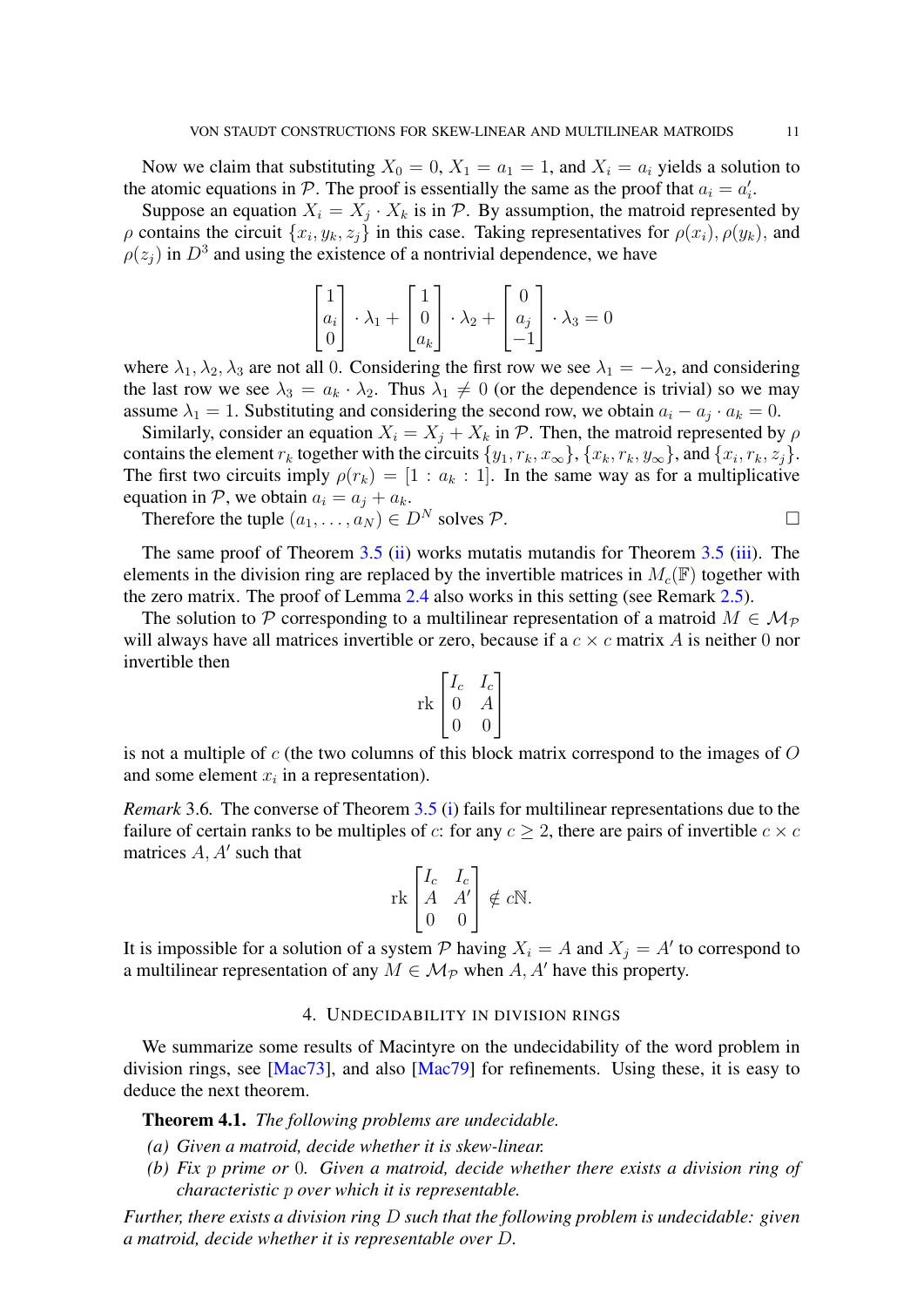Now we claim that substituting $X_0 = 0$, $X_1 = a_1 = 1$, and $X_i = a_i$ yields a solution to the atomic equations in $\mathcal{P}$. The proof is essentially the same as the proof that $a_i = a_i'$.

Suppose an equation $X_i = X_j \cdot X_k$ is in $\mathcal{P}$. By assumption, the matroid represented by $\rho$ contains the circuit $\{x_i, y_k, z_j\}$ in this case. Taking representatives for $\rho(x_i)$, $\rho(y_k)$, and $\rho(z_j)$ in $D^3$ and using the existence of a nontrivial dependence, we have

$$\begin{bmatrix} 1 \\ a_i \\ 0 \end{bmatrix} \cdot \lambda_1 + \begin{bmatrix} 1 \\ 0 \\ a_k \end{bmatrix} \cdot \lambda_2 + \begin{bmatrix} 0 \\ a_j \\ -1 \end{bmatrix} \cdot \lambda_3 = 0$$

where $\lambda_1, \lambda_2, \lambda_3$ are not all 0. Considering the first row we see $\lambda_1 = -\lambda_2$, and considering the last row we see $\lambda_3 = a_k \cdot \lambda_2$. Thus $\lambda_1 \neq 0$ (or the dependence is trivial) so we may assume $\lambda_1 = 1$. Substituting and considering the second row, we obtain $a_i - a_j \cdot a_k = 0$.

Similarly, consider an equation $X_i = X_j + X_k$ in $\mathcal{P}$. Then, the matroid represented by $\rho$ contains the element $r_k$ together with the circuits $\{y_1, r_k, x_\infty\}$, $\{x_k, r_k, y_\infty\}$, and $\{x_i, r_k, z_j\}$. The first two circuits imply $\rho(r_k) = [1 : a_k : 1]$. In the same way as for a multiplicative equation in $\mathcal{P}$, we obtain $a_i = a_j + a_k$.

Therefore the tuple $(a_1, \ldots, a_N) \in D^N$ solves $\mathcal{P}$. $\square$

The same proof of Theorem 3.5 (ii) works mutatis mutandis for Theorem 3.5 (iii). The elements in the division ring are replaced by the invertible matrices in $M_c(\mathbb{F})$ together with the zero matrix. The proof of Lemma 2.4 also works in this setting (see Remark 2.5).

The solution to $\mathcal{P}$ corresponding to a multilinear representation of a matroid $M \in \mathcal{M}_\mathcal{P}$ will always have all matrices invertible or zero, because if a $c \times c$ matrix $A$ is neither 0 nor invertible then

$$\operatorname{rk} \begin{bmatrix} I_c & I_c \\ 0 & A \\ 0 & 0 \end{bmatrix}$$

is not a multiple of $c$ (the two columns of this block matrix correspond to the images of $O$ and some element $x_i$ in a representation).

*Remark* 3.6. The converse of Theorem 3.5 (i) fails for multilinear representations due to the failure of certain ranks to be multiples of $c$: for any $c \geq 2$, there are pairs of invertible $c \times c$ matrices $A, A'$ such that

$$\operatorname{rk} \begin{bmatrix} I_c & I_c \\ A & A' \\ 0 & 0 \end{bmatrix} \notin c\mathbb{N}.$$

It is impossible for a solution of a system $\mathcal{P}$ having $X_i = A$ and $X_j = A'$ to correspond to a multilinear representation of any $M \in \mathcal{M}_\mathcal{P}$ when $A, A'$ have this property.

## 4. Undecidability in division rings

We summarize some results of Macintyre on the undecidability of the word problem in division rings, see [Mac73], and also [Mac79] for refinements. Using these, it is easy to deduce the next theorem.

**Theorem 4.1.** *The following problems are undecidable.*

*(a) Given a matroid, decide whether it is skew-linear.*

*(b) Fix $p$ prime or 0. Given a matroid, decide whether there exists a division ring of characteristic $p$ over which it is representable.*

*Further, there exists a division ring $D$ such that the following problem is undecidable: given a matroid, decide whether it is representable over $D$.*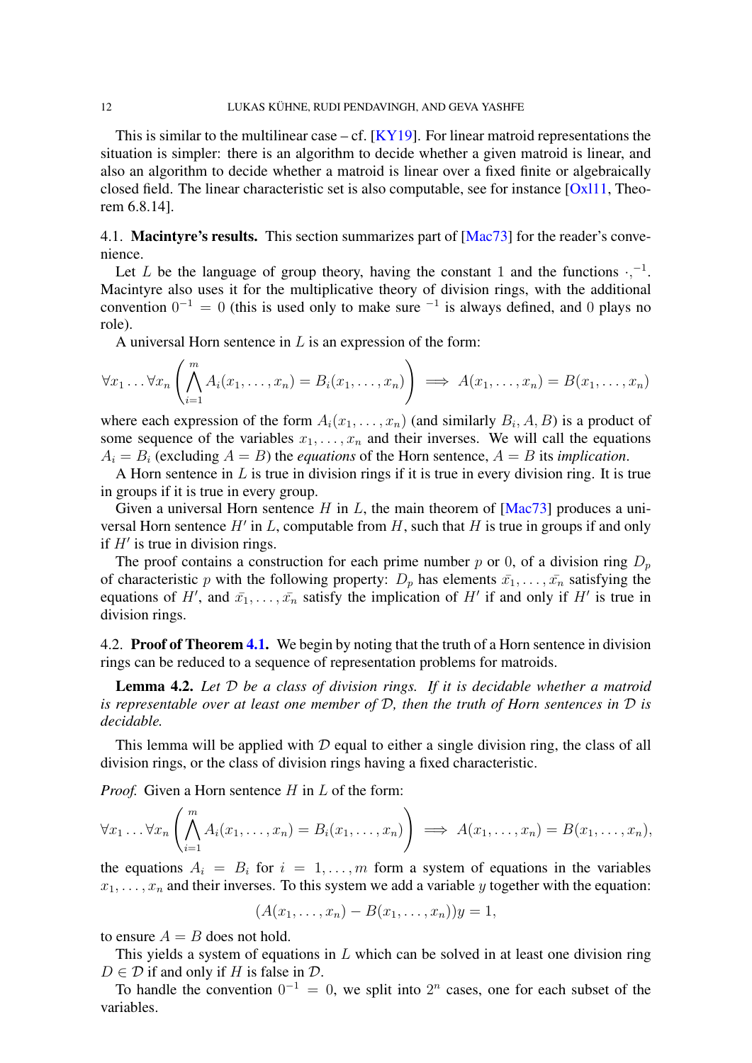This is similar to the multilinear case – cf. [KY19]. For linear matroid representations the situation is simpler: there is an algorithm to decide whether a given matroid is linear, and also an algorithm to decide whether a matroid is linear over a fixed finite or algebraically closed field. The linear characteristic set is also computable, see for instance [Oxl11, Theorem 6.8.14].

### 4.1. **Macintyre's results.**

This section summarizes part of [Mac73] for the reader's convenience.

Let $L$ be the language of group theory, having the constant $1$ and the functions $\cdot, ^{-1}$. Macintyre also uses it for the multiplicative theory of division rings, with the additional convention $0^{-1} = 0$ (this is used only to make sure $^{-1}$ is always defined, and $0$ plays no role).

A universal Horn sentence in $L$ is an expression of the form:

$$\forall x_1 \dots \forall x_n \left( \bigwedge_{i=1}^{m} A_i(x_1, \dots, x_n) = B_i(x_1, \dots, x_n) \right) \implies A(x_1, \dots, x_n) = B(x_1, \dots, x_n)$$

where each expression of the form $A_i(x_1, \dots, x_n)$ (and similarly $B_i, A, B$) is a product of some sequence of the variables $x_1, \dots, x_n$ and their inverses. We will call the equations $A_i = B_i$ (excluding $A = B$) the *equations* of the Horn sentence, $A = B$ its *implication*.

A Horn sentence in $L$ is true in division rings if it is true in every division ring. It is true in groups if it is true in every group.

Given a universal Horn sentence $H$ in $L$, the main theorem of [Mac73] produces a universal Horn sentence $H'$ in $L$, computable from $H$, such that $H$ is true in groups if and only if $H'$ is true in division rings.

The proof contains a construction for each prime number $p$ or $0$, of a division ring $D_p$ of characteristic $p$ with the following property: $D_p$ has elements $\bar{x_1}, \dots, \bar{x_n}$ satisfying the equations of $H'$, and $\bar{x_1}, \dots, \bar{x_n}$ satisfy the implication of $H'$ if and only if $H'$ is true in division rings.

### 4.2. **Proof of Theorem 4.1.**

We begin by noting that the truth of a Horn sentence in division rings can be reduced to a sequence of representation problems for matroids.

**Lemma 4.2.** *Let $\mathcal{D}$ be a class of division rings. If it is decidable whether a matroid is representable over at least one member of $\mathcal{D}$, then the truth of Horn sentences in $\mathcal{D}$ is decidable.*

This lemma will be applied with $\mathcal{D}$ equal to either a single division ring, the class of all division rings, or the class of division rings having a fixed characteristic.

*Proof.* Given a Horn sentence $H$ in $L$ of the form:

$$\forall x_1 \dots \forall x_n \left( \bigwedge_{i=1}^{m} A_i(x_1, \dots, x_n) = B_i(x_1, \dots, x_n) \right) \implies A(x_1, \dots, x_n) = B(x_1, \dots, x_n),$$

the equations $A_i = B_i$ for $i = 1, \dots, m$ form a system of equations in the variables $x_1, \dots, x_n$ and their inverses. To this system we add a variable $y$ together with the equation:

$$(A(x_1, \dots, x_n) - B(x_1, \dots, x_n))y = 1,$$

to ensure $A = B$ does not hold.

This yields a system of equations in $L$ which can be solved in at least one division ring $D \in \mathcal{D}$ if and only if $H$ is false in $\mathcal{D}$.

To handle the convention $0^{-1} = 0$, we split into $2^n$ cases, one for each subset of the variables.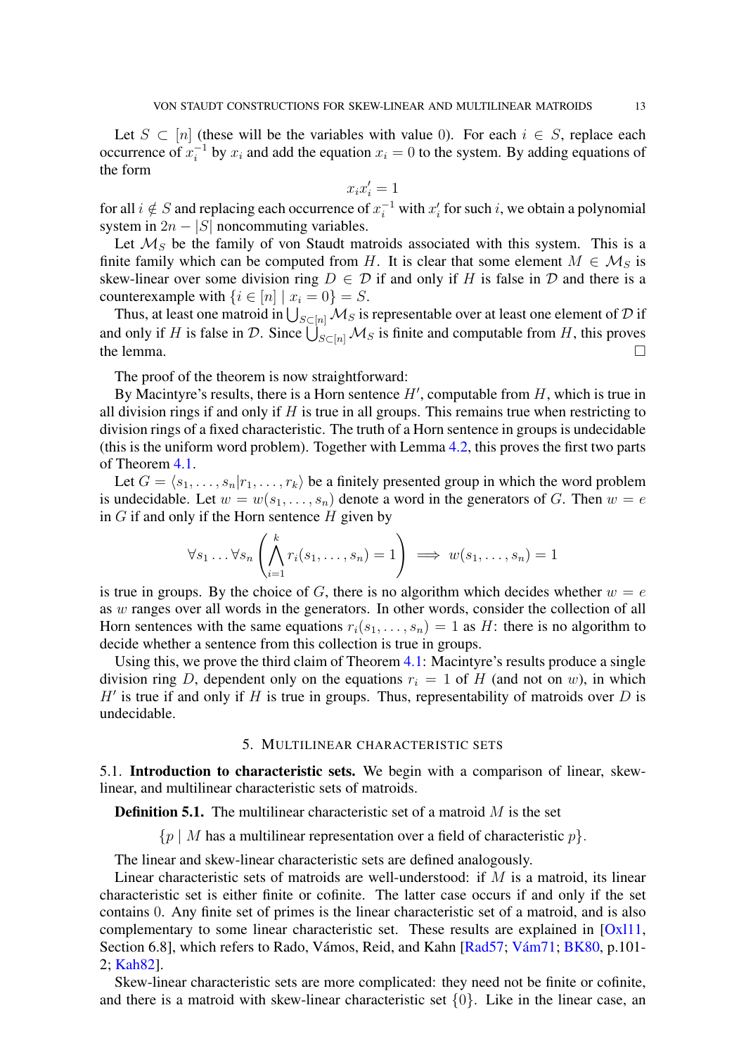Let $S \subset [n]$ (these will be the variables with value 0). For each $i \in S$, replace each occurrence of $x_i^{-1}$ by $x_i$ and add the equation $x_i = 0$ to the system. By adding equations of the form

$$x_i x_i' = 1$$

for all $i \notin S$ and replacing each occurrence of $x_i^{-1}$ with $x_i'$ for such $i$, we obtain a polynomial system in $2n - |S|$ noncommuting variables.

Let $\mathcal{M}_S$ be the family of von Staudt matroids associated with this system. This is a finite family which can be computed from $H$. It is clear that some element $M \in \mathcal{M}_S$ is skew-linear over some division ring $D \in \mathcal{D}$ if and only if $H$ is false in $\mathcal{D}$ and there is a counterexample with $\{i \in [n] \mid x_i = 0\} = S$.

Thus, at least one matroid in $\bigcup_{S \subset [n]} \mathcal{M}_S$ is representable over at least one element of $\mathcal{D}$ if and only if $H$ is false in $\mathcal{D}$. Since $\bigcup_{S \subset [n]} \mathcal{M}_S$ is finite and computable from $H$, this proves the lemma. □

The proof of the theorem is now straightforward:

By Macintyre's results, there is a Horn sentence $H'$, computable from $H$, which is true in all division rings if and only if $H$ is true in all groups. This remains true when restricting to division rings of a fixed characteristic. The truth of a Horn sentence in groups is undecidable (this is the uniform word problem). Together with Lemma 4.2, this proves the first two parts of Theorem 4.1.

Let $G = \langle s_1, \dots, s_n | r_1, \dots, r_k \rangle$ be a finitely presented group in which the word problem is undecidable. Let $w = w(s_1, \dots, s_n)$ denote a word in the generators of $G$. Then $w = e$ in $G$ if and only if the Horn sentence $H$ given by

$$\forall s_1 \dots \forall s_n \left( \bigwedge_{i=1}^{k} r_i(s_1, \dots, s_n) = 1 \right) \implies w(s_1, \dots, s_n) = 1$$

is true in groups. By the choice of $G$, there is no algorithm which decides whether $w = e$ as $w$ ranges over all words in the generators. In other words, consider the collection of all Horn sentences with the same equations $r_i(s_1, \dots, s_n) = 1$ as $H$: there is no algorithm to decide whether a sentence from this collection is true in groups.

Using this, we prove the third claim of Theorem 4.1: Macintyre's results produce a single division ring $D$, dependent only on the equations $r_i = 1$ of $H$ (and not on $w$), in which $H'$ is true if and only if $H$ is true in groups. Thus, representability of matroids over $D$ is undecidable.

## 5. Multilinear characteristic sets

**5.1. Introduction to characteristic sets.** We begin with a comparison of linear, skew-linear, and multilinear characteristic sets of matroids.

**Definition 5.1.** The multilinear characteristic set of a matroid $M$ is the set

$$\{p \mid M \text{ has a multilinear representation over a field of characteristic } p\}.$$

The linear and skew-linear characteristic sets are defined analogously.

Linear characteristic sets of matroids are well-understood: if $M$ is a matroid, its linear characteristic set is either finite or cofinite. The latter case occurs if and only if the set contains 0. Any finite set of primes is the linear characteristic set of a matroid, and is also complementary to some linear characteristic set. These results are explained in [Oxl11, Section 6.8], which refers to Rado, Vámos, Reid, and Kahn [Rad57; Vám71; BK80, p.101-2; Kah82].

Skew-linear characteristic sets are more complicated: they need not be finite or cofinite, and there is a matroid with skew-linear characteristic set $\{0\}$. Like in the linear case, an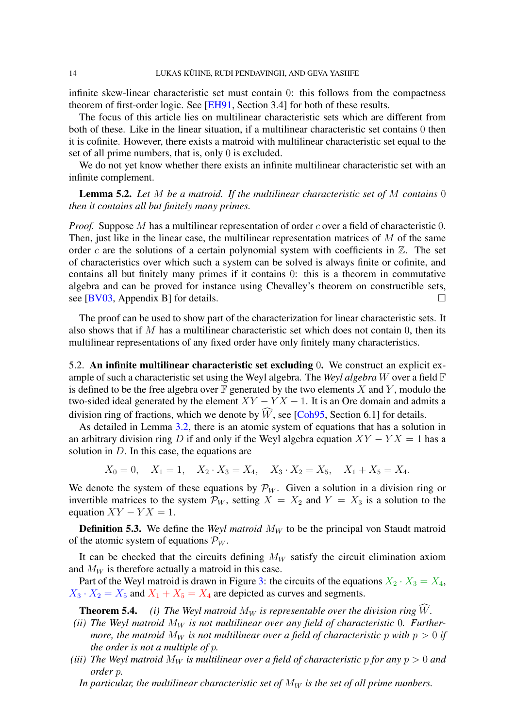infinite skew-linear characteristic set must contain 0: this follows from the compactness theorem of first-order logic. See [EH91, Section 3.4] for both of these results.

The focus of this article lies on multilinear characteristic sets which are different from both of these. Like in the linear situation, if a multilinear characteristic set contains 0 then it is cofinite. However, there exists a matroid with multilinear characteristic set equal to the set of all prime numbers, that is, only 0 is excluded.

We do not yet know whether there exists an infinite multilinear characteristic set with an infinite complement.

**Lemma 5.2.** *Let $M$ be a matroid. If the multilinear characteristic set of $M$ contains 0 then it contains all but finitely many primes.*

*Proof.* Suppose $M$ has a multilinear representation of order $c$ over a field of characteristic 0. Then, just like in the linear case, the multilinear representation matrices of $M$ of the same order $c$ are the solutions of a certain polynomial system with coefficients in $\mathbb{Z}$. The set of characteristics over which such a system can be solved is always finite or cofinite, and contains all but finitely many primes if it contains 0: this is a theorem in commutative algebra and can be proved for instance using Chevalley's theorem on constructible sets, see [BV03, Appendix B] for details. □

The proof can be used to show part of the characterization for linear characteristic sets. It also shows that if $M$ has a multilinear characteristic set which does not contain 0, then its multilinear representations of any fixed order have only finitely many characteristics.

## 5.2. An infinite multilinear characteristic set excluding 0.

We construct an explicit example of such a characteristic set using the Weyl algebra. The *Weyl algebra* $W$ over a field $\mathbb{F}$ is defined to be the free algebra over $\mathbb{F}$ generated by the two elements $X$ and $Y$, modulo the two-sided ideal generated by the element $XY - YX - 1$. It is an Ore domain and admits a division ring of fractions, which we denote by $\widehat{W}$, see [Coh95, Section 6.1] for details.

As detailed in Lemma 3.2, there is an atomic system of equations that has a solution in an arbitrary division ring $D$ if and only if the Weyl algebra equation $XY - YX = 1$ has a solution in $D$. In this case, the equations are

$$X_0 = 0, \quad X_1 = 1, \quad X_2 \cdot X_3 = X_4, \quad X_3 \cdot X_2 = X_5, \quad X_1 + X_5 = X_4.$$

We denote the system of these equations by $\mathcal{P}_W$. Given a solution in a division ring or invertible matrices to the system $\mathcal{P}_W$, setting $X = X_2$ and $Y = X_3$ is a solution to the equation $XY - YX = 1$.

**Definition 5.3.** We define the *Weyl matroid* $M_W$ to be the principal von Staudt matroid of the atomic system of equations $\mathcal{P}_W$.

It can be checked that the circuits defining $M_W$ satisfy the circuit elimination axiom and $M_W$ is therefore actually a matroid in this case.

Part of the Weyl matroid is drawn in Figure 3: the circuits of the equations $X_2 \cdot X_3 = X_4$, $X_3 \cdot X_2 = X_5$ and $X_1 + X_5 = X_4$ are depicted as curves and segments.

**Theorem 5.4.** *(i) The Weyl matroid $M_W$ is representable over the division ring $\widehat{W}$.*

*(ii) The Weyl matroid $M_W$ is not multilinear over any field of characteristic 0. Furthermore, the matroid $M_W$ is not multilinear over a field of characteristic $p$ with $p > 0$ if the order is not a multiple of $p$.*

*(iii) The Weyl matroid $M_W$ is multilinear over a field of characteristic $p$ for any $p > 0$ and order $p$.*

*In particular, the multilinear characteristic set of $M_W$ is the set of all prime numbers.*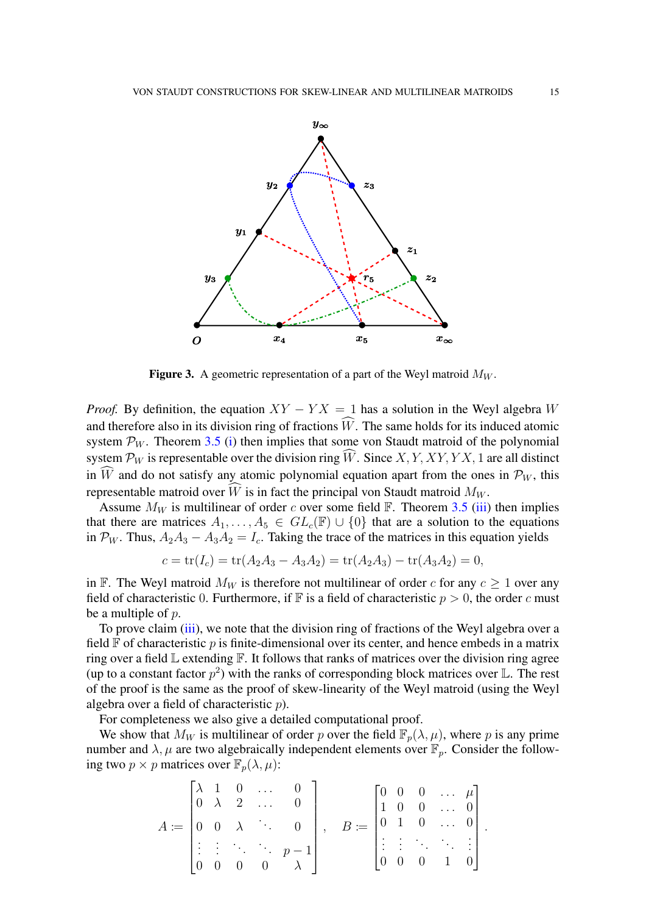**Figure 3.** A geometric representation of a part of the Weyl matroid $M_W$.

*Proof.* By definition, the equation $XY - YX = 1$ has a solution in the Weyl algebra $W$ and therefore also in its division ring of fractions $\widehat{W}$. The same holds for its induced atomic system $\mathcal{P}_W$. Theorem 3.5 (i) then implies that some von Staudt matroid of the polynomial system $\mathcal{P}_W$ is representable over the division ring $\widehat{W}$. Since $X, Y, XY, YX, 1$ are all distinct in $\widehat{W}$ and do not satisfy any atomic polynomial equation apart from the ones in $\mathcal{P}_W$, this representable matroid over $\widehat{W}$ is in fact the principal von Staudt matroid $M_W$.

Assume $M_W$ is multilinear of order $c$ over some field $\mathbb{F}$. Theorem 3.5 (iii) then implies that there are matrices $A_1, \dots, A_5 \in GL_c(\mathbb{F}) \cup \{0\}$ that are a solution to the equations in $\mathcal{P}_W$. Thus, $A_2A_3 - A_3A_2 = I_c$. Taking the trace of the matrices in this equation yields

$$c = \operatorname{tr}(I_c) = \operatorname{tr}(A_2A_3 - A_3A_2) = \operatorname{tr}(A_2A_3) - \operatorname{tr}(A_3A_2) = 0,$$

in $\mathbb{F}$. The Weyl matroid $M_W$ is therefore not multilinear of order $c$ for any $c \geq 1$ over any field of characteristic $0$. Furthermore, if $\mathbb{F}$ is a field of characteristic $p > 0$, the order $c$ must be a multiple of $p$.

To prove claim (iii), we note that the division ring of fractions of the Weyl algebra over a field $\mathbb{F}$ of characteristic $p$ is finite-dimensional over its center, and hence embeds in a matrix ring over a field $\mathbb{L}$ extending $\mathbb{F}$. It follows that ranks of matrices over the division ring agree (up to a constant factor $p^2$) with the ranks of corresponding block matrices over $\mathbb{L}$. The rest of the proof is the same as the proof of skew-linearity of the Weyl matroid (using the Weyl algebra over a field of characteristic $p$).

For completeness we also give a detailed computational proof.

We show that $M_W$ is multilinear of order $p$ over the field $\mathbb{F}_p(\lambda, \mu)$, where $p$ is any prime number and $\lambda, \mu$ are two algebraically independent elements over $\mathbb{F}_p$. Consider the following two $p \times p$ matrices over $\mathbb{F}_p(\lambda, \mu)$:

$$A := \begin{bmatrix} \lambda & 1 & 0 & \dots & 0 \\ 0 & \lambda & 2 & \dots & 0 \\ 0 & 0 & \lambda & \ddots & 0 \\ \vdots & \vdots & \ddots & \ddots & p-1 \\ 0 & 0 & 0 & 0 & \lambda \end{bmatrix}, \quad B := \begin{bmatrix} 0 & 0 & 0 & \dots & \mu \\ 1 & 0 & 0 & \dots & 0 \\ 0 & 1 & 0 & \dots & 0 \\ \vdots & \vdots & \ddots & \ddots & \vdots \\ 0 & 0 & 0 & 1 & 0 \end{bmatrix}.$$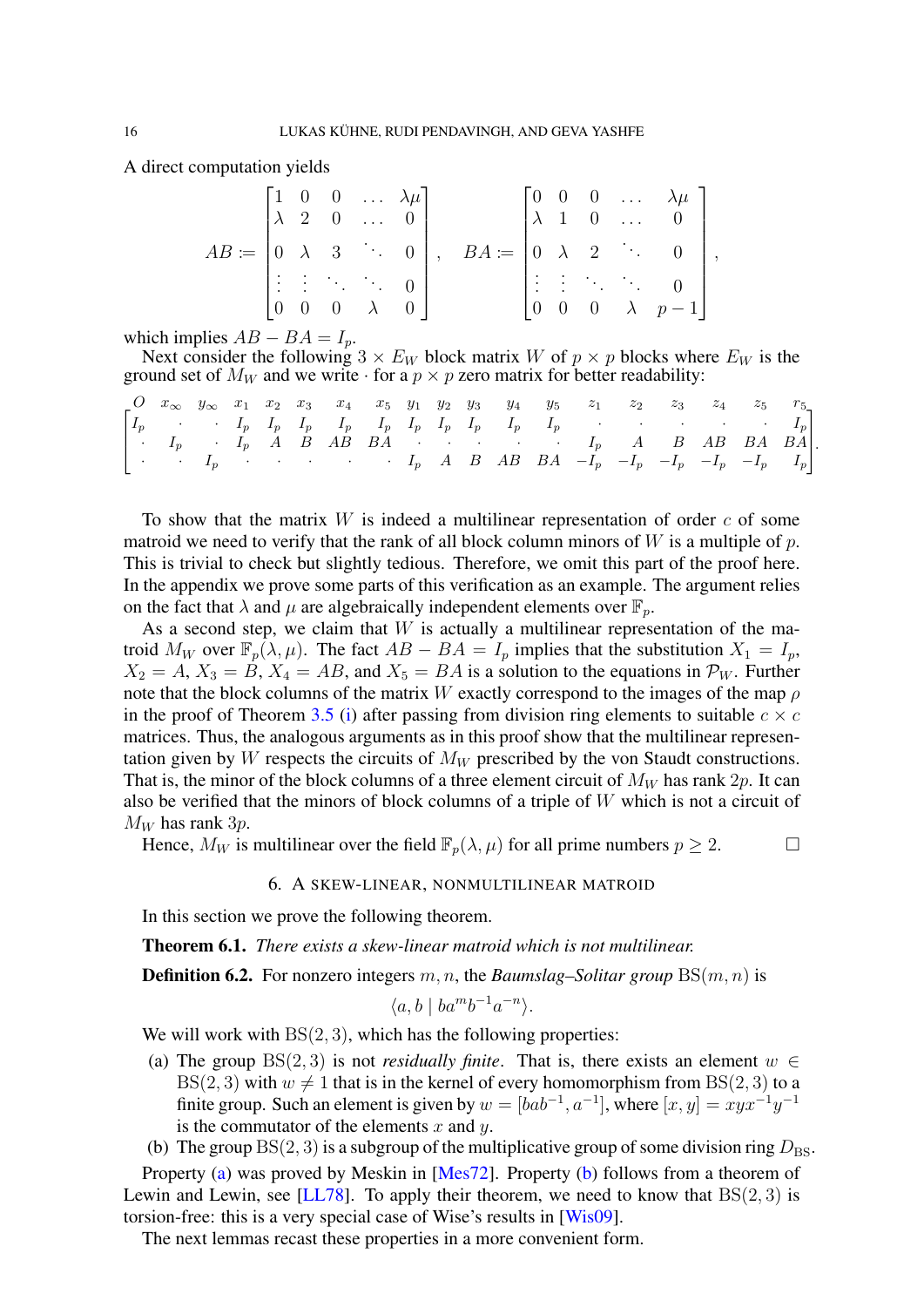A direct computation yields

$$AB := \begin{bmatrix} 1 & 0 & 0 & \dots & \lambda\mu \\ \lambda & 2 & 0 & \dots & 0 \\ 0 & \lambda & 3 & \ddots & 0 \\ \vdots & \vdots & \ddots & \ddots & 0 \\ 0 & 0 & 0 & \lambda & 0 \end{bmatrix}, \quad BA := \begin{bmatrix} 0 & 0 & 0 & \dots & \lambda\mu \\ \lambda & 1 & 0 & \dots & 0 \\ 0 & \lambda & 2 & \ddots & 0 \\ \vdots & \vdots & \ddots & \ddots & 0 \\ 0 & 0 & 0 & \lambda & p-1 \end{bmatrix},$$

which implies $AB - BA = I_p$.

Next consider the following $3 \times E_W$ block matrix $W$ of $p \times p$ blocks where $E_W$ is the ground set of $M_W$ and we write $\cdot$ for a $p \times p$ zero matrix for better readability:

$$\begin{array}{c} \begin{matrix} O & x_\infty & y_\infty & x_1 & x_2 & x_3 & x_4 & x_5 & y_1 & y_2 & y_3 & y_4 & y_5 & z_1 & z_2 & z_3 & z_4 & z_5 & r_5 \end{matrix} \\ \begin{bmatrix} I_p & \cdot & \cdot & I_p & I_p & I_p & I_p & I_p & I_p & I_p & I_p & I_p & I_p & \cdot & \cdot & \cdot & \cdot & \cdot & I_p \\ \cdot & I_p & \cdot & I_p & A & B & AB & BA & \cdot & \cdot & \cdot & \cdot & \cdot & I_p & A & B & AB & BA & BA \\ \cdot & \cdot & I_p & \cdot & \cdot & \cdot & \cdot & \cdot & I_p & A & B & AB & BA & -I_p & -I_p & -I_p & -I_p & -I_p & I_p \end{bmatrix} \end{array}.$$

To show that the matrix $W$ is indeed a multilinear representation of order $c$ of some matroid we need to verify that the rank of all block column minors of $W$ is a multiple of $p$. This is trivial to check but slightly tedious. Therefore, we omit this part of the proof here. In the appendix we prove some parts of this verification as an example. The argument relies on the fact that $\lambda$ and $\mu$ are algebraically independent elements over $\mathbb{F}_p$.

As a second step, we claim that $W$ is actually a multilinear representation of the matroid $M_W$ over $\mathbb{F}_p(\lambda, \mu)$. The fact $AB - BA = I_p$ implies that the substitution $X_1 = I_p$, $X_2 = A$, $X_3 = B$, $X_4 = AB$, and $X_5 = BA$ is a solution to the equations in $\mathcal{P}_W$. Further note that the block columns of the matrix $W$ exactly correspond to the images of the map $\rho$ in the proof of Theorem 3.5 (i) after passing from division ring elements to suitable $c \times c$ matrices. Thus, the analogous arguments as in this proof show that the multilinear representation given by $W$ respects the circuits of $M_W$ prescribed by the von Staudt constructions. That is, the minor of the block columns of a three element circuit of $M_W$ has rank $2p$. It can also be verified that the minors of block columns of a triple of $W$ which is not a circuit of $M_W$ has rank $3p$.

Hence, $M_W$ is multilinear over the field $\mathbb{F}_p(\lambda, \mu)$ for all prime numbers $p \geq 2$. □

## 6. A skew-linear, nonmultilinear matroid

In this section we prove the following theorem.

**Theorem 6.1.** *There exists a skew-linear matroid which is not multilinear.*

**Definition 6.2.** For nonzero integers $m, n$, the *Baumslag–Solitar group* $\mathrm{BS}(m, n)$ is

$$\langle a, b \mid ba^m b^{-1} a^{-n} \rangle.$$

We will work with $\mathrm{BS}(2, 3)$, which has the following properties:

(a) The group $\mathrm{BS}(2, 3)$ is not *residually finite*. That is, there exists an element $w \in \mathrm{BS}(2, 3)$ with $w \neq 1$ that is in the kernel of every homomorphism from $\mathrm{BS}(2, 3)$ to a finite group. Such an element is given by $w = [bab^{-1}, a^{-1}]$, where $[x, y] = xyx^{-1}y^{-1}$ is the commutator of the elements $x$ and $y$.

(b) The group $\mathrm{BS}(2, 3)$ is a subgroup of the multiplicative group of some division ring $D_{\mathrm{BS}}$.

Property (a) was proved by Meskin in [Mes72]. Property (b) follows from a theorem of Lewin and Lewin, see [LL78]. To apply their theorem, we need to know that $\mathrm{BS}(2, 3)$ is torsion-free: this is a very special case of Wise's results in [Wis09].

The next lemmas recast these properties in a more convenient form.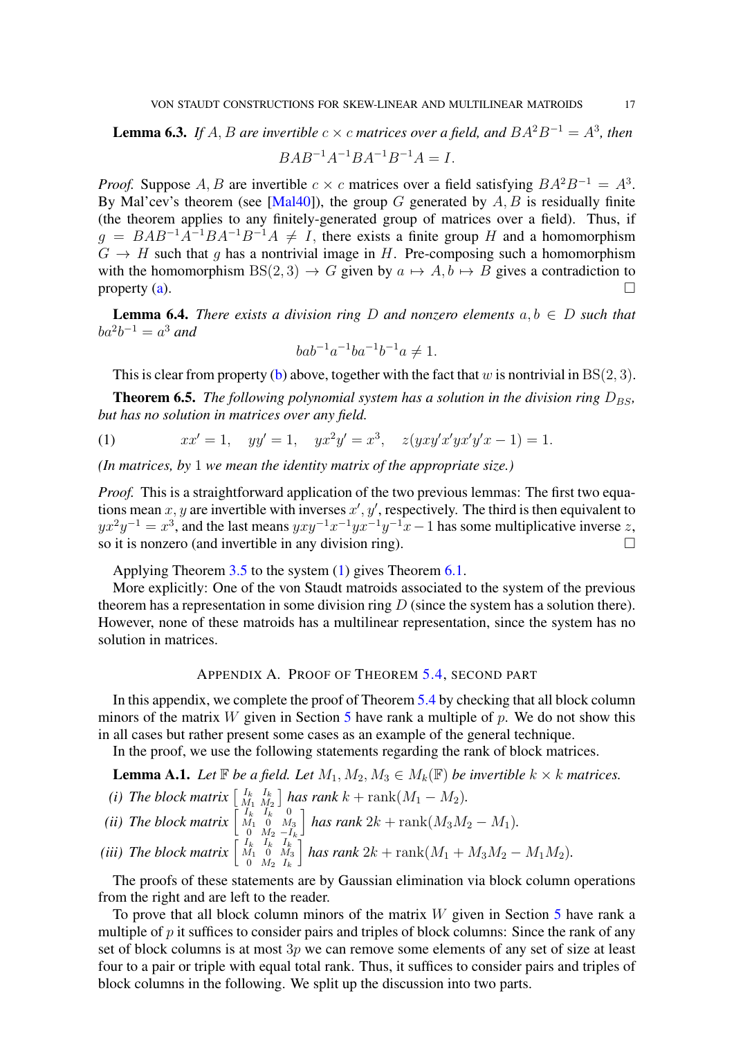**Lemma 6.3.** *If $A, B$ are invertible $c \times c$ matrices over a field, and $BA^2B^{-1} = A^3$, then*

$$BAB^{-1}A^{-1}BA^{-1}B^{-1}A = I.$$

*Proof.* Suppose $A, B$ are invertible $c \times c$ matrices over a field satisfying $BA^2B^{-1} = A^3$. By Mal'cev's theorem (see [Mal40]), the group $G$ generated by $A, B$ is residually finite (the theorem applies to any finitely-generated group of matrices over a field). Thus, if $g = BAB^{-1}A^{-1}BA^{-1}B^{-1}A \neq I$, there exists a finite group $H$ and a homomorphism $G \to H$ such that $g$ has a nontrivial image in $H$. Pre-composing such a homomorphism with the homomorphism $\mathrm{BS}(2,3) \to G$ given by $a \mapsto A, b \mapsto B$ gives a contradiction to property (a). □

**Lemma 6.4.** *There exists a division ring $D$ and nonzero elements $a, b \in D$ such that $ba^2b^{-1} = a^3$ and*

$$bab^{-1}a^{-1}ba^{-1}b^{-1}a \neq 1.$$

This is clear from property (b) above, together with the fact that $w$ is nontrivial in $\mathrm{BS}(2,3)$.

**Theorem 6.5.** *The following polynomial system has a solution in the division ring $D_{BS}$, but has no solution in matrices over any field.*

$$xx' = 1, \quad yy' = 1, \quad yx^2y' = x^3, \quad z(yxy'x'yx'y'x - 1) = 1. \tag{1}$$

*(In matrices, by $1$ we mean the identity matrix of the appropriate size.)*

*Proof.* This is a straightforward application of the two previous lemmas: The first two equations mean $x, y$ are invertible with inverses $x', y'$, respectively. The third is then equivalent to $yx^2y^{-1} = x^3$, and the last means $yxy^{-1}x^{-1}yx^{-1}y^{-1}x - 1$ has some multiplicative inverse $z$, so it is nonzero (and invertible in any division ring). □

Applying Theorem 3.5 to the system (1) gives Theorem 6.1.

More explicitly: One of the von Staudt matroids associated to the system of the previous theorem has a representation in some division ring $D$ (since the system has a solution there). However, none of these matroids has a multilinear representation, since the system has no solution in matrices.

## Appendix A. Proof of Theorem 5.4, second part

In this appendix, we complete the proof of Theorem 5.4 by checking that all block column minors of the matrix $W$ given in Section 5 have rank a multiple of $p$. We do not show this in all cases but rather present some cases as an example of the general technique.

In the proof, we use the following statements regarding the rank of block matrices.

**Lemma A.1.** *Let $\mathbb{F}$ be a field. Let $M_1, M_2, M_3 \in M_k(\mathbb{F})$ be invertible $k \times k$ matrices.*

*(i) The block matrix $\begin{bmatrix} I_k & I_k \\ M_1 & M_2 \end{bmatrix}$ has rank $k + \operatorname{rank}(M_1 - M_2)$.*

*(ii) The block matrix $\begin{bmatrix} I_k & I_k & 0 \\ M_1 & 0 & M_3 \\ 0 & M_2 & -I_k \end{bmatrix}$ has rank $2k + \operatorname{rank}(M_3M_2 - M_1)$.*

*(iii) The block matrix $\begin{bmatrix} I_k & I_k & I_k \\ M_1 & 0 & M_3 \\ 0 & M_2 & I_k \end{bmatrix}$ has rank $2k + \operatorname{rank}(M_1 + M_3M_2 - M_1M_2)$.*

The proofs of these statements are by Gaussian elimination via block column operations from the right and are left to the reader.

To prove that all block column minors of the matrix $W$ given in Section 5 have rank a multiple of $p$ it suffices to consider pairs and triples of block columns: Since the rank of any set of block columns is at most $3p$ we can remove some elements of any set of size at least four to a pair or triple with equal total rank. Thus, it suffices to consider pairs and triples of block columns in the following. We split up the discussion into two parts.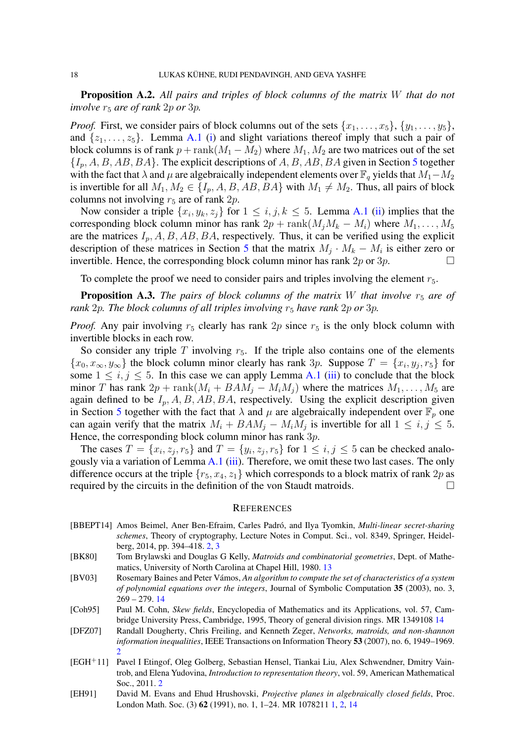**Proposition A.2.** *All pairs and triples of block columns of the matrix $W$ that do not involve $r_5$ are of rank $2p$ or $3p$.*

*Proof.* First, we consider pairs of block columns out of the sets $\{x_1, \dots, x_5\}$, $\{y_1, \dots, y_5\}$, and $\{z_1, \dots, z_5\}$. Lemma A.1 (i) and slight variations thereof imply that such a pair of block columns is of rank $p + \operatorname{rank}(M_1 - M_2)$ where $M_1, M_2$ are two matrices out of the set $\{I_p, A, B, AB, BA\}$. The explicit descriptions of $A, B, AB, BA$ given in Section 5 together with the fact that $\lambda$ and $\mu$ are algebraically independent elements over $\mathbb{F}_q$ yields that $M_1 - M_2$ is invertible for all $M_1, M_2 \in \{I_p, A, B, AB, BA\}$ with $M_1 \neq M_2$. Thus, all pairs of block columns not involving $r_5$ are of rank $2p$.

Now consider a triple $\{x_i, y_k, z_j\}$ for $1 \leq i, j, k \leq 5$. Lemma A.1 (ii) implies that the corresponding block column minor has rank $2p + \operatorname{rank}(M_j M_k - M_i)$ where $M_1, \dots, M_5$ are the matrices $I_p, A, B, AB, BA$, respectively. Thus, it can be verified using the explicit description of these matrices in Section 5 that the matrix $M_j \cdot M_k - M_i$ is either zero or invertible. Hence, the corresponding block column minor has rank $2p$ or $3p$. □

To complete the proof we need to consider pairs and triples involving the element $r_5$.

**Proposition A.3.** *The pairs of block columns of the matrix $W$ that involve $r_5$ are of rank $2p$. The block columns of all triples involving $r_5$ have rank $2p$ or $3p$.*

*Proof.* Any pair involving $r_5$ clearly has rank $2p$ since $r_5$ is the only block column with invertible blocks in each row.

So consider any triple $T$ involving $r_5$. If the triple also contains one of the elements $\{x_0, x_\infty, y_\infty\}$ the block column minor clearly has rank $3p$. Suppose $T = \{x_i, y_j, r_5\}$ for some $1 \leq i, j \leq 5$. In this case we can apply Lemma A.1 (iii) to conclude that the block minor $T$ has rank $2p + \operatorname{rank}(M_i + BAM_j - M_i M_j)$ where the matrices $M_1, \dots, M_5$ are again defined to be $I_p, A, B, AB, BA$, respectively. Using the explicit description given in Section 5 together with the fact that $\lambda$ and $\mu$ are algebraically independent over $\mathbb{F}_p$ one can again verify that the matrix $M_i + BAM_j - M_i M_j$ is invertible for all $1 \leq i, j \leq 5$. Hence, the corresponding block column minor has rank $3p$.

The cases $T = \{x_i, z_j, r_5\}$ and $T = \{y_i, z_j, r_5\}$ for $1 \leq i, j \leq 5$ can be checked analogously via a variation of Lemma A.1 (iii). Therefore, we omit these two last cases. The only difference occurs at the triple $\{r_5, x_4, z_1\}$ which corresponds to a block matrix of rank $2p$ as required by the circuits in the definition of the von Staudt matroids. □

## References

[BBEPT14] Amos Beimel, Aner Ben-Efraim, Carles Padró, and Ilya Tyomkin, *Multi-linear secret-sharing schemes*, Theory of cryptography, Lecture Notes in Comput. Sci., vol. 8349, Springer, Heidelberg, 2014, pp. 394–418. 2, 3

[BK80] Tom Brylawski and Douglas G Kelly, *Matroids and combinatorial geometries*, Dept. of Mathematics, University of North Carolina at Chapel Hill, 1980. 13

[BV03] Rosemary Baines and Peter Vámos, *An algorithm to compute the set of characteristics of a system of polynomial equations over the integers*, Journal of Symbolic Computation **35** (2003), no. 3, 269 – 279. 14

[Coh95] Paul M. Cohn, *Skew fields*, Encyclopedia of Mathematics and its Applications, vol. 57, Cambridge University Press, Cambridge, 1995, Theory of general division rings. MR 1349108 14

[DFZ07] Randall Dougherty, Chris Freiling, and Kenneth Zeger, *Networks, matroids, and non-shannon information inequalities*, IEEE Transactions on Information Theory **53** (2007), no. 6, 1949–1969. 2

[EGH+11] Pavel I Etingof, Oleg Golberg, Sebastian Hensel, Tiankai Liu, Alex Schwendner, Dmitry Vaintrob, and Elena Yudovina, *Introduction to representation theory*, vol. 59, American Mathematical Soc., 2011. 2

[EH91] David M. Evans and Ehud Hrushovski, *Projective planes in algebraically closed fields*, Proc. London Math. Soc. (3) **62** (1991), no. 1, 1–24. MR 1078211 1, 2, 14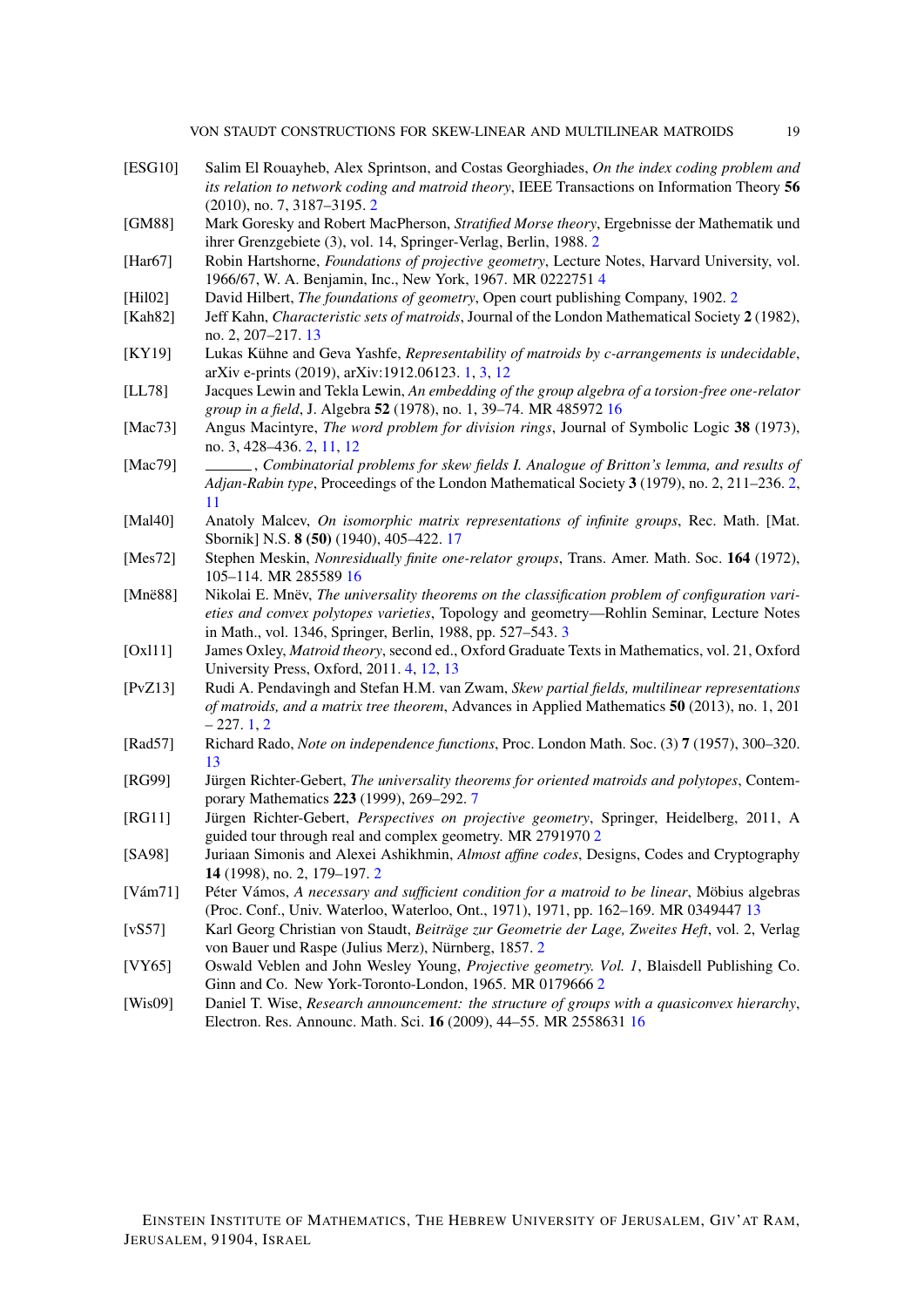[ESG10] Salim El Rouayheb, Alex Sprintson, and Costas Georghiades, *On the index coding problem and its relation to network coding and matroid theory*, IEEE Transactions on Information Theory **56** (2010), no. 7, 3187–3195. 2

[GM88] Mark Goresky and Robert MacPherson, *Stratified Morse theory*, Ergebnisse der Mathematik und ihrer Grenzgebiete (3), vol. 14, Springer-Verlag, Berlin, 1988. 2

[Har67] Robin Hartshorne, *Foundations of projective geometry*, Lecture Notes, Harvard University, vol. 1966/67, W. A. Benjamin, Inc., New York, 1967. MR 0222751 4

[Hil02] David Hilbert, *The foundations of geometry*, Open court publishing Company, 1902. 2

[Kah82] Jeff Kahn, *Characteristic sets of matroids*, Journal of the London Mathematical Society **2** (1982), no. 2, 207–217. 13

[KY19] Lukas Kühne and Geva Yashfe, *Representability of matroids by c-arrangements is undecidable*, arXiv e-prints (2019), arXiv:1912.06123. 1, 3, 12

[LL78] Jacques Lewin and Tekla Lewin, *An embedding of the group algebra of a torsion-free one-relator group in a field*, J. Algebra **52** (1978), no. 1, 39–74. MR 485972 16

[Mac73] Angus Macintyre, *The word problem for division rings*, Journal of Symbolic Logic **38** (1973), no. 3, 428–436. 2, 11, 12

[Mac79] ______, *Combinatorial problems for skew fields I. Analogue of Britton's lemma, and results of Adjan-Rabin type*, Proceedings of the London Mathematical Society **3** (1979), no. 2, 211–236. 2, 11

[Mal40] Anatoly Malcev, *On isomorphic matrix representations of infinite groups*, Rec. Math. [Mat. Sbornik] N.S. **8 (50)** (1940), 405–422. 17

[Mes72] Stephen Meskin, *Nonresidually finite one-relator groups*, Trans. Amer. Math. Soc. **164** (1972), 105–114. MR 285589 16

[Mnë88] Nikolai E. Mnëv, *The universality theorems on the classification problem of configuration varieties and convex polytopes varieties*, Topology and geometry—Rohlin Seminar, Lecture Notes in Math., vol. 1346, Springer, Berlin, 1988, pp. 527–543. 3

[Oxl11] James Oxley, *Matroid theory*, second ed., Oxford Graduate Texts in Mathematics, vol. 21, Oxford University Press, Oxford, 2011. 4, 12, 13

[PvZ13] Rudi A. Pendavingh and Stefan H.M. van Zwam, *Skew partial fields, multilinear representations of matroids, and a matrix tree theorem*, Advances in Applied Mathematics **50** (2013), no. 1, 201 – 227. 1, 2

[Rad57] Richard Rado, *Note on independence functions*, Proc. London Math. Soc. (3) **7** (1957), 300–320. 13

[RG99] Jürgen Richter-Gebert, *The universality theorems for oriented matroids and polytopes*, Contemporary Mathematics **223** (1999), 269–292. 7

[RG11] Jürgen Richter-Gebert, *Perspectives on projective geometry*, Springer, Heidelberg, 2011, A guided tour through real and complex geometry. MR 2791970 2

[SA98] Juriaan Simonis and Alexei Ashikhmin, *Almost affine codes*, Designs, Codes and Cryptography **14** (1998), no. 2, 179–197. 2

[Vám71] Péter Vámos, *A necessary and sufficient condition for a matroid to be linear*, Möbius algebras (Proc. Conf., Univ. Waterloo, Waterloo, Ont., 1971), 1971, pp. 162–169. MR 0349447 13

[vS57] Karl Georg Christian von Staudt, *Beiträge zur Geometrie der Lage, Zweites Heft*, vol. 2, Verlag von Bauer und Raspe (Julius Merz), Nürnberg, 1857. 2

[VY65] Oswald Veblen and John Wesley Young, *Projective geometry. Vol. 1*, Blaisdell Publishing Co. Ginn and Co. New York-Toronto-London, 1965. MR 0179666 2

[Wis09] Daniel T. Wise, *Research announcement: the structure of groups with a quasiconvex hierarchy*, Electron. Res. Announc. Math. Sci. **16** (2009), 44–55. MR 2558631 16

EINSTEIN INSTITUTE OF MATHEMATICS, THE HEBREW UNIVERSITY OF JERUSALEM, GIV'AT RAM, JERUSALEM, 91904, ISRAEL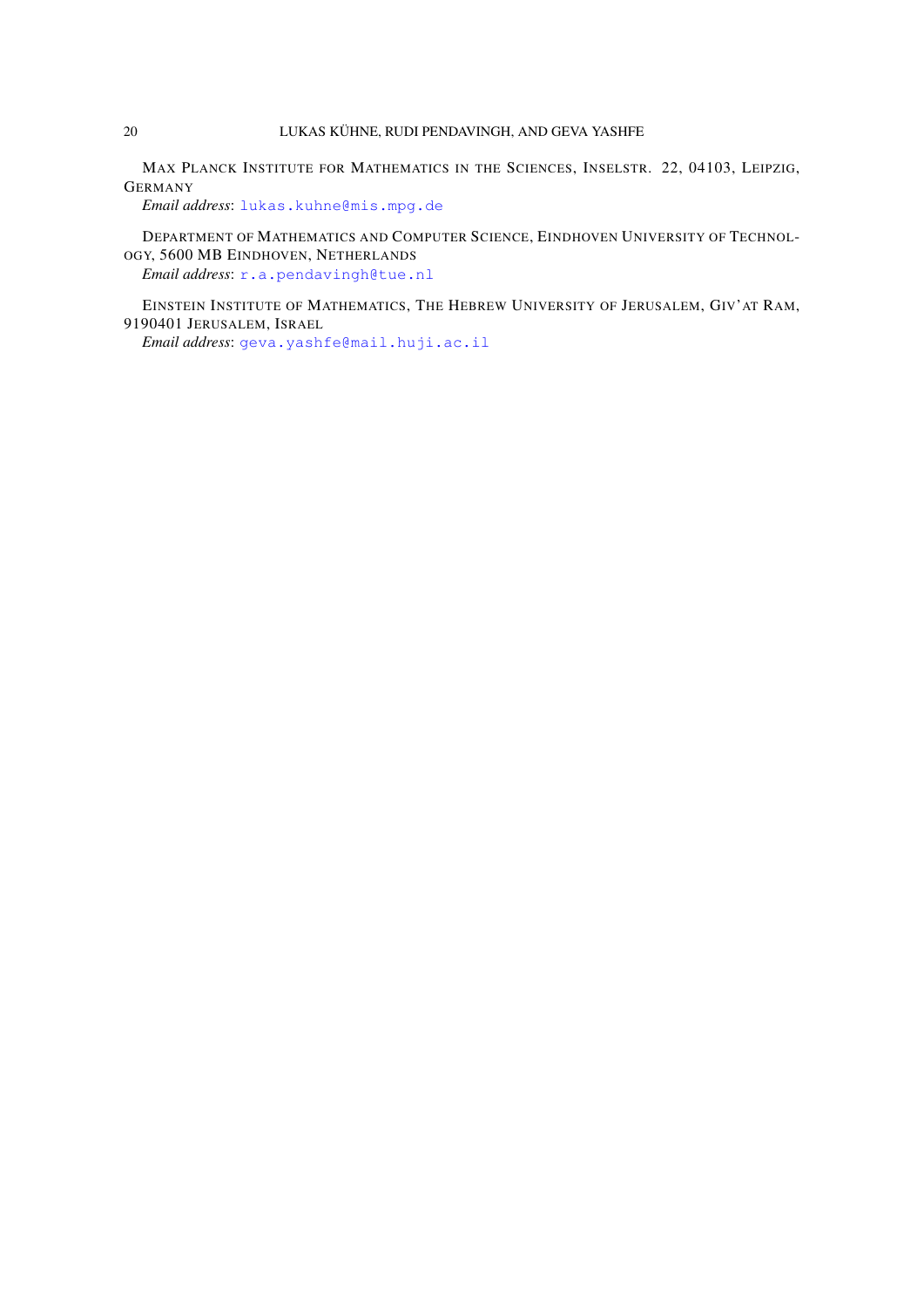MAX PLANCK INSTITUTE FOR MATHEMATICS IN THE SCIENCES, INSELSTR. 22, 04103, LEIPZIG, GERMANY

*Email address*: lukas.kuhne@mis.mpg.de

DEPARTMENT OF MATHEMATICS AND COMPUTER SCIENCE, EINDHOVEN UNIVERSITY OF TECHNOLOGY, 5600 MB EINDHOVEN, NETHERLANDS

*Email address*: r.a.pendavingh@tue.nl

EINSTEIN INSTITUTE OF MATHEMATICS, THE HEBREW UNIVERSITY OF JERUSALEM, GIV'AT RAM, 9190401 JERUSALEM, ISRAEL

*Email address*: geva.yashfe@mail.huji.ac.il